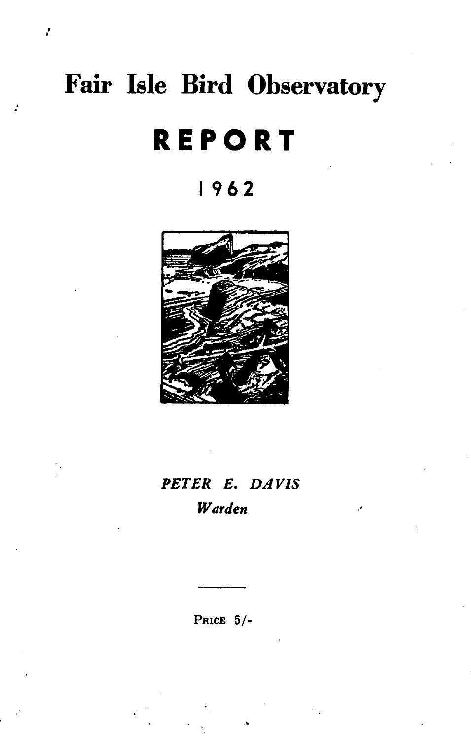# Fair Isle Bird Observatory

# REPORT

## 1962

*PETER E. DAVIS*
*Warden*

---

PRICE 5/-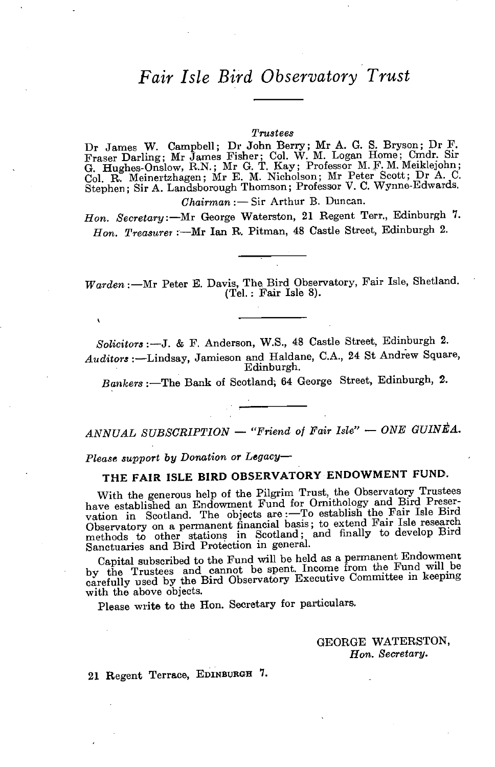# *Fair Isle Bird Observatory Trust*

*Trustees*

Dr James W. Campbell; Dr John Berry; Mr A. G. S. Bryson; Dr F. Fraser Darling; Mr James Fisher; Col. W. M. Logan Home; Cmdr. Sir G. Hughes-Onslow, R.N.; Mr G. T. Kay; Professor M. F. M. Meiklejohn; Col. R. Meinertzhagen; Mr E. M. Nicholson; Mr Peter Scott; Dr A. C. Stephen; Sir A. Landsborough Thomson; Professor V. C. Wynne-Edwards.

*Chairman* :— Sir Arthur B. Duncan.

*Hon. Secretary*:—Mr George Waterston, 21 Regent Terr., Edinburgh 7.

*Hon. Treasurer* :—Mr Ian R. Pitman, 48 Castle Street, Edinburgh 2.

---

*Warden* :—Mr Peter E. Davis, The Bird Observatory, Fair Isle, Shetland. (Tel. : Fair Isle 8).

---

*Solicitors* :—J. & F. Anderson, W.S., 48 Castle Street, Edinburgh 2.

*Auditors* :—Lindsay, Jamieson and Haldane, C.A., 24 St Andrew Square, Edinburgh.

*Bankers* :—The Bank of Scotland, 64 George Street, Edinburgh, 2.

---

*ANNUAL SUBSCRIPTION — "Friend of Fair Isle" — ONE GUINEA.*

*Please support by Donation or Legacy—*

**THE FAIR ISLE BIRD OBSERVATORY ENDOWMENT FUND.**

With the generous help of the Pilgrim Trust, the Observatory Trustees have established an Endowment Fund for Ornithology and Bird Preservation in Scotland. The objects are :—To establish the Fair Isle Bird Observatory on a permanent financial basis; to extend Fair Isle research methods to other stations in Scotland; and finally to develop Bird Sanctuaries and Bird Protection in general.

Capital subscribed to the Fund will be held as a permanent Endowment by the Trustees and cannot be spent. Income from the Fund will be carefully used by the Bird Observatory Executive Committee in keeping with the above objects.

Please write to the Hon. Secretary for particulars.

GEORGE WATERSTON,
*Hon. Secretary.*

21 Regent Terrace, EDINBURGH 7.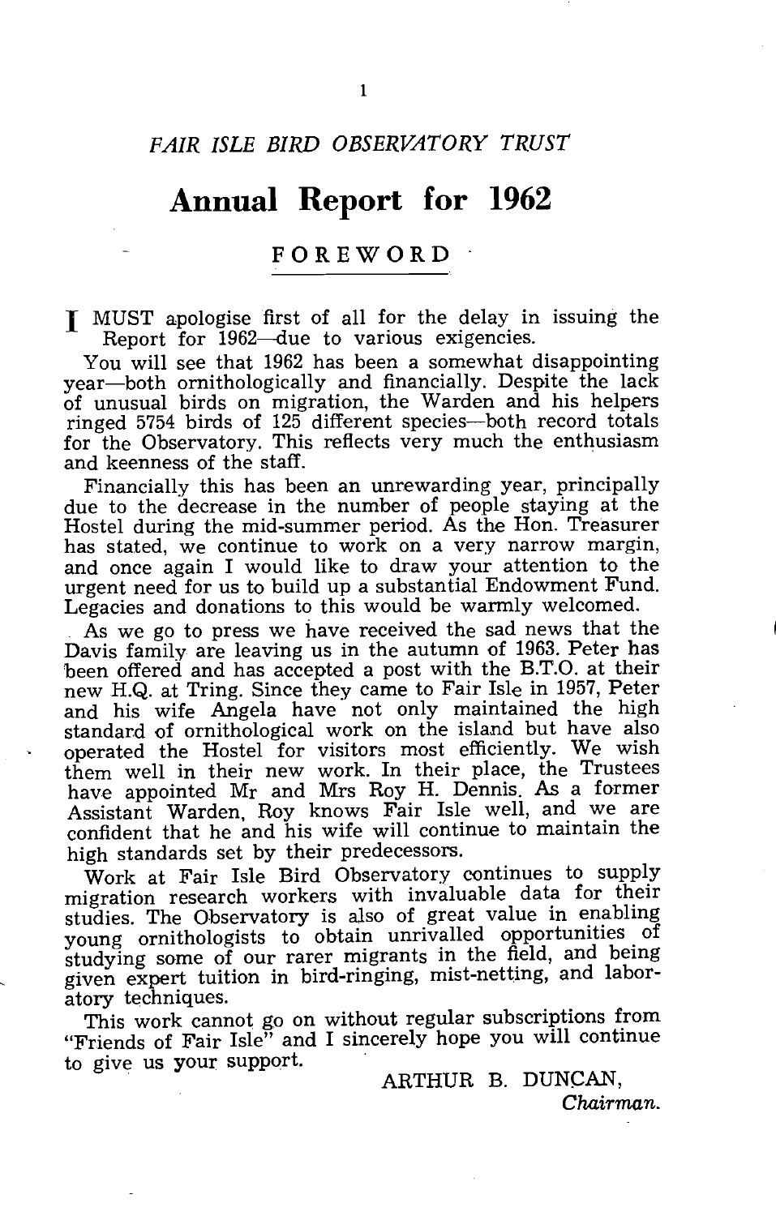*FAIR ISLE BIRD OBSERVATORY TRUST*

# Annual Report for 1962

## FOREWORD

I MUST apologise first of all for the delay in issuing the Report for 1962—due to various exigencies.

You will see that 1962 has been a somewhat disappointing year—both ornithologically and financially. Despite the lack of unusual birds on migration, the Warden and his helpers ringed 5754 birds of 125 different species—both record totals for the Observatory. This reflects very much the enthusiasm and keenness of the staff.

Financially this has been an unrewarding year, principally due to the decrease in the number of people staying at the Hostel during the mid-summer period. As the Hon. Treasurer has stated, we continue to work on a very narrow margin, and once again I would like to draw your attention to the urgent need for us to build up a substantial Endowment Fund. Legacies and donations to this would be warmly welcomed.

As we go to press we have received the sad news that the Davis family are leaving us in the autumn of 1963. Peter has been offered and has accepted a post with the B.T.O. at their new H.Q. at Tring. Since they came to Fair Isle in 1957, Peter and his wife Angela have not only maintained the high standard of ornithological work on the island but have also operated the Hostel for visitors most efficiently. We wish them well in their new work. In their place, the Trustees have appointed Mr and Mrs Roy H. Dennis. As a former Assistant Warden, Roy knows Fair Isle well, and we are confident that he and his wife will continue to maintain the high standards set by their predecessors.

Work at Fair Isle Bird Observatory continues to supply migration research workers with invaluable data for their studies. The Observatory is also of great value in enabling young ornithologists to obtain unrivalled opportunities of studying some of our rarer migrants in the field, and being given expert tuition in bird-ringing, mist-netting, and laboratory techniques.

This work cannot go on without regular subscriptions from "Friends of Fair Isle" and I sincerely hope you will continue to give us your support.

ARTHUR B. DUNCAN,
*Chairman.*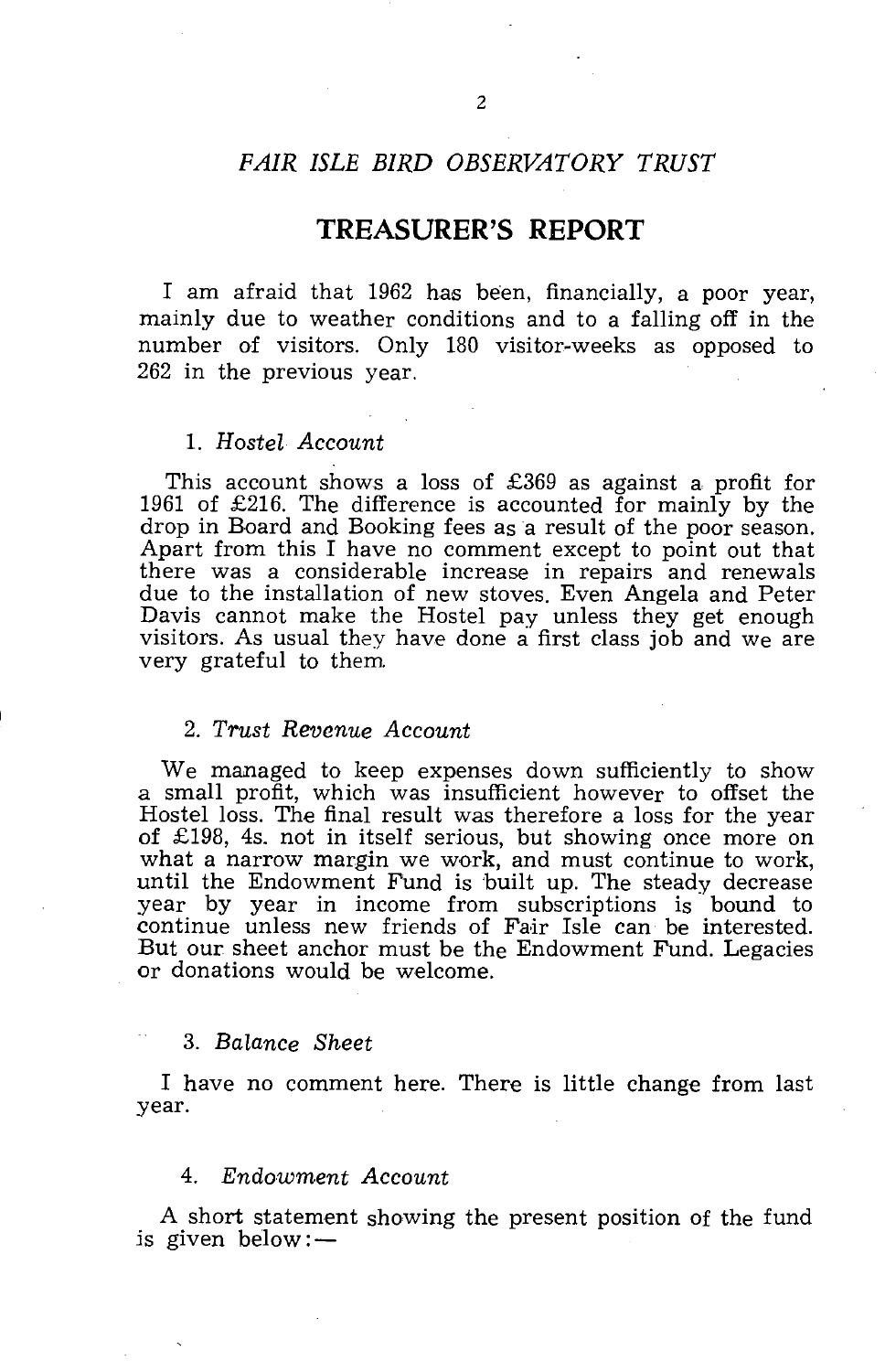## *FAIR ISLE BIRD OBSERVATORY TRUST*

# TREASURER'S REPORT

I am afraid that 1962 has been, financially, a poor year, mainly due to weather conditions and to a falling off in the number of visitors. Only 180 visitor-weeks as opposed to 262 in the previous year.

### 1. *Hostel Account*

This account shows a loss of £369 as against a profit for 1961 of £216. The difference is accounted for mainly by the drop in Board and Booking fees as a result of the poor season. Apart from this I have no comment except to point out that there was a considerable increase in repairs and renewals due to the installation of new stoves. Even Angela and Peter Davis cannot make the Hostel pay unless they get enough visitors. As usual they have done a first class job and we are very grateful to them.

### 2. *Trust Revenue Account*

We managed to keep expenses down sufficiently to show a small profit, which was insufficient however to offset the Hostel loss. The final result was therefore a loss for the year of £198, 4s. not in itself serious, but showing once more on what a narrow margin we work, and must continue to work, until the Endowment Fund is built up. The steady decrease year by year in income from subscriptions is bound to continue unless new friends of Fair Isle can be interested. But our sheet anchor must be the Endowment Fund. Legacies or donations would be welcome.

### 3. *Balance Sheet*

I have no comment here. There is little change from last year.

### 4. *Endowment Account*

A short statement showing the present position of the fund is given below:—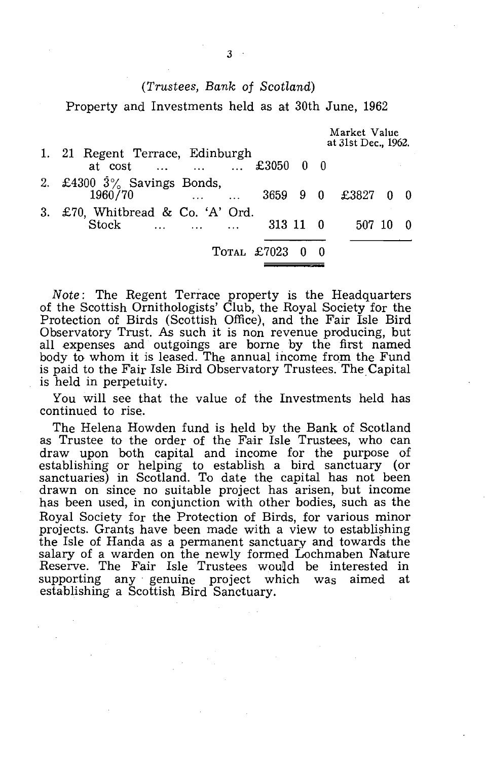*(Trustees, Bank of Scotland)*

Property and Investments held as at 30th June, 1962

| | | | Market Value at 31st Dec., 1962. |
|---|---|---|---|
| 1. | 21 Regent Terrace, Edinburgh at cost ... ... ... | £3050 0 0 | |
| 2. | £4300 3% Savings Bonds, 1960/70 ... ... | 3659 9 0 | £3827 0 0 |
| 3. | £70, Whitbread & Co. 'A' Ord. Stock ... ... ... | 313 11 0 | 507 10 0 |
| | TOTAL | £7023 0 0 | |

*Note*: The Regent Terrace property is the Headquarters of the Scottish Ornithologists' Club, the Royal Society for the Protection of Birds (Scottish Office), and the Fair Isle Bird Observatory Trust. As such it is non revenue producing, but all expenses and outgoings are borne by the first named body to whom it is leased. The annual income from the Fund is paid to the Fair Isle Bird Observatory Trustees. The Capital is held in perpetuity.

You will see that the value of the Investments held has continued to rise.

The Helena Howden fund is held by the Bank of Scotland as Trustee to the order of the Fair Isle Trustees, who can draw upon both capital and income for the purpose of establishing or helping to establish a bird sanctuary (or sanctuaries) in Scotland. To date the capital has not been drawn on since no suitable project has arisen, but income has been used, in conjunction with other bodies, such as the Royal Society for the Protection of Birds, for various minor projects. Grants have been made with a view to establishing the Isle of Handa as a permanent sanctuary and towards the salary of a warden on the newly formed Lochmaben Nature Reserve. The Fair Isle Trustees would be interested in supporting any genuine project which was aimed at establishing a Scottish Bird Sanctuary.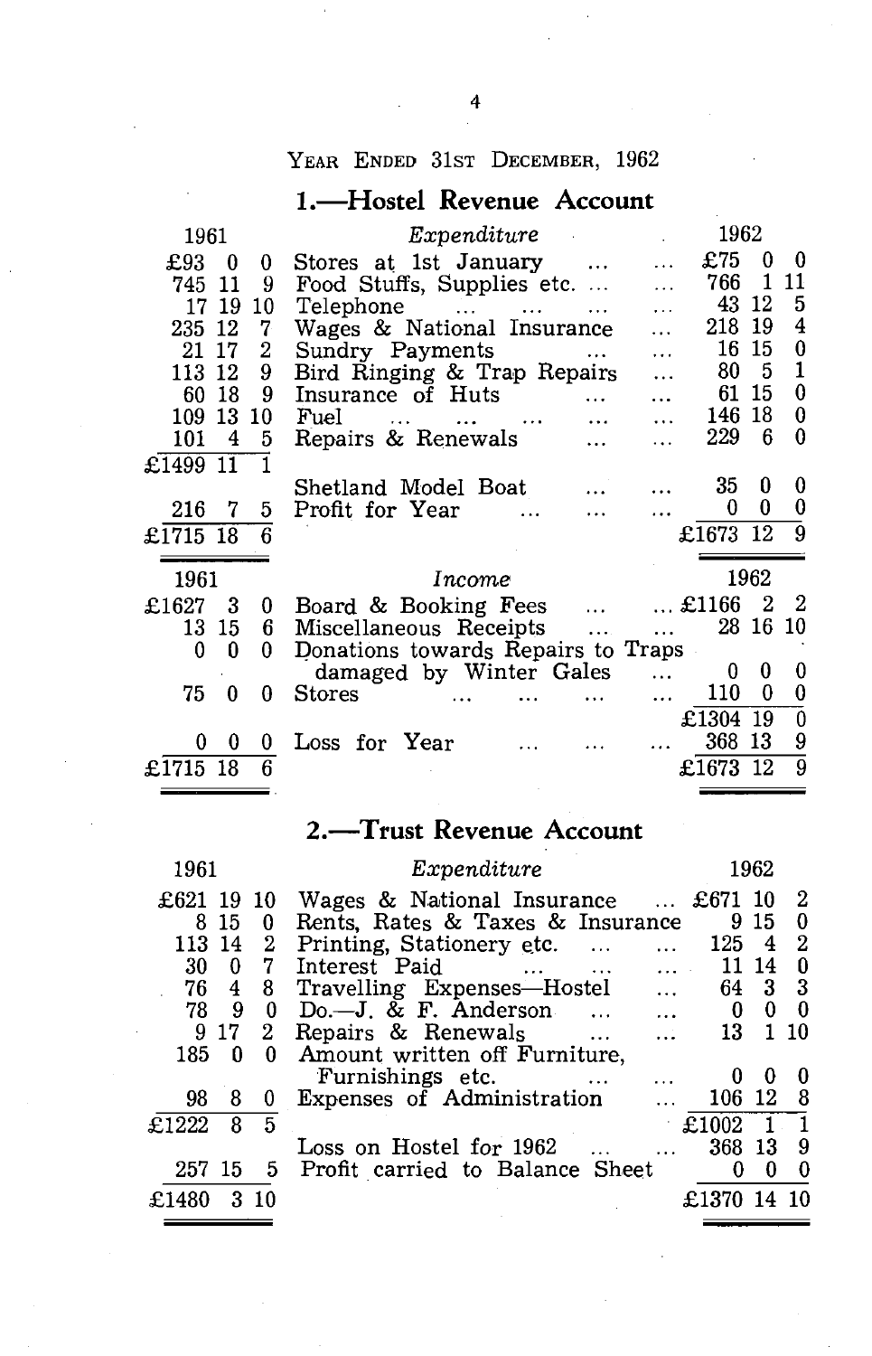YEAR ENDED 31ST DECEMBER, 1962

## 1.—Hostel Revenue Account

| 1961 | *Expenditure* | 1962 |
|---|---|---|
| £93 0 0 | Stores at 1st January ... ... | £75 0 0 |
| 745 11 9 | Food Stuffs, Supplies etc. ... ... | 766 1 11 |
| 17 19 10 | Telephone ... ... ... ... | 43 12 5 |
| 235 12 7 | Wages & National Insurance ... | 218 19 4 |
| 21 17 2 | Sundry Payments ... ... | 16 15 0 |
| 113 12 9 | Bird Ringing & Trap Repairs ... | 80 5 1 |
| 60 18 9 | Insurance of Huts ... ... | 61 15 0 |
| 109 13 10 | Fuel ... ... ... ... ... | 146 18 0 |
| 101 4 5 | Repairs & Renewals ... ... | 229 6 0 |
| £1499 11 1 | | |
| | Shetland Model Boat ... ... | 35 0 0 |
| 216 7 5 | Profit for Year ... ... ... | 0 0 0 |
| £1715 18 6 | | £1673 12 9 |

| 1961 | *Income* | 1962 |
|---|---|---|
| £1627 3 0 | Board & Booking Fees ... ... | £1166 2 2 |
| 13 15 6 | Miscellaneous Receipts ... ... | 28 16 10 |
| 0 0 0 | Donations towards Repairs to Traps damaged by Winter Gales ... | 0 0 0 |
| 75 0 0 | Stores ... ... ... ... | 110 0 0 |
| | | £1304 19 0 |
| 0 0 0 | Loss for Year ... ... ... | 368 13 9 |
| £1715 18 6 | | £1673 12 9 |

## 2.—Trust Revenue Account

| 1961 | *Expenditure* | 1962 |
|---|---|---|
| £621 19 10 | Wages & National Insurance ... | £671 10 2 |
| 8 15 0 | Rents, Rates & Taxes & Insurance | 9 15 0 |
| 113 14 2 | Printing, Stationery etc. ... ... | 125 4 2 |
| 30 0 7 | Interest Paid ... ... ... | 11 14 0 |
| 76 4 8 | Travelling Expenses—Hostel ... | 64 3 3 |
| 78 9 0 | Do.—J. & F. Anderson ... ... | 0 0 0 |
| 9 17 2 | Repairs & Renewals ... ... | 13 1 10 |
| 185 0 0 | Amount written off Furniture, Furnishings etc. ... ... | 0 0 0 |
| 98 8 0 | Expenses of Administration ... | 106 12 8 |
| £1222 8 5 | | £1002 1 1 |
| | Loss on Hostel for 1962 ... ... | 368 13 9 |
| 257 15 5 | Profit carried to Balance Sheet | 0 0 0 |
| £1480 3 10 | | £1370 14 10 |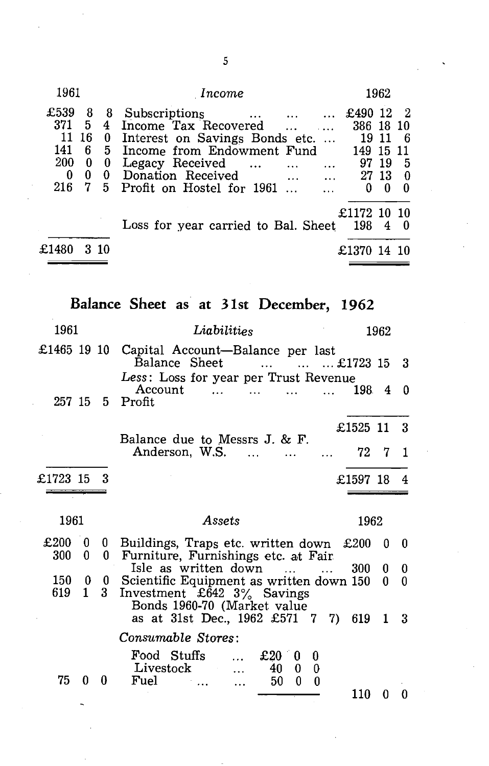| 1961 | *Income* | 1962 |
|---|---|---|
| £539 8 8 | Subscriptions ... ... ... | £490 12 2 |
| 371 5 4 | Income Tax Recovered ... ... | 386 18 10 |
| 11 16 0 | Interest on Savings Bonds etc. ... | 19 11 6 |
| 141 6 5 | Income from Endowment Fund | 149 15 11 |
| 200 0 0 | Legacy Received ... ... ... | 97 19 5 |
| 0 0 0 | Donation Received ... ... | 27 13 0 |
| 216 7 5 | Profit on Hostel for 1961 ... ... | 0 0 0 |
| | | £1172 10 10 |
| | Loss for year carried to Bal. Sheet | 198 4 0 |
| £1480 3 10 | | £1370 14 10 |

## Balance Sheet as at 31st December, 1962

| 1961 | *Liabilities* | | 1962 |
|---|---|---|---|
| £1465 19 10 | Capital Account—Balance per last Balance Sheet ... ... ... | £1723 15 3 | |
| | *Less*: Loss for year per Trust Revenue Account ... ... ... ... | 198 4 0 | |
| 257 15 5 | Profit | | |
| | | | £1525 11 3 |
| | Balance due to Messrs J. & F. Anderson, W.S. ... ... ... | | 72 7 1 |
| £1723 15 3 | | | £1597 18 4 |

| 1961 | *Assets* | | 1962 |
|---|---|---|---|
| £200 0 0 | Buildings, Traps etc. written down | | £200 0 0 |
| 300 0 0 | Furniture, Furnishings etc. at Fair Isle as written down ... ... | | 300 0 0 |
| 150 0 0 | Scientific Equipment as written down | | 150 0 0 |
| 619 1 3 | Investment £642 3% Savings Bonds 1960-70 (Market value as at 31st Dec., 1962 £571 7 7) | | 619 1 3 |
| | *Consumable Stores*: | | |
| | Food Stuffs ... | £20 0 0 | |
| | Livestock ... | 40 0 0 | |
| 75 0 0 | Fuel ... ... | 50 0 0 | |
| | | | 110 0 0 |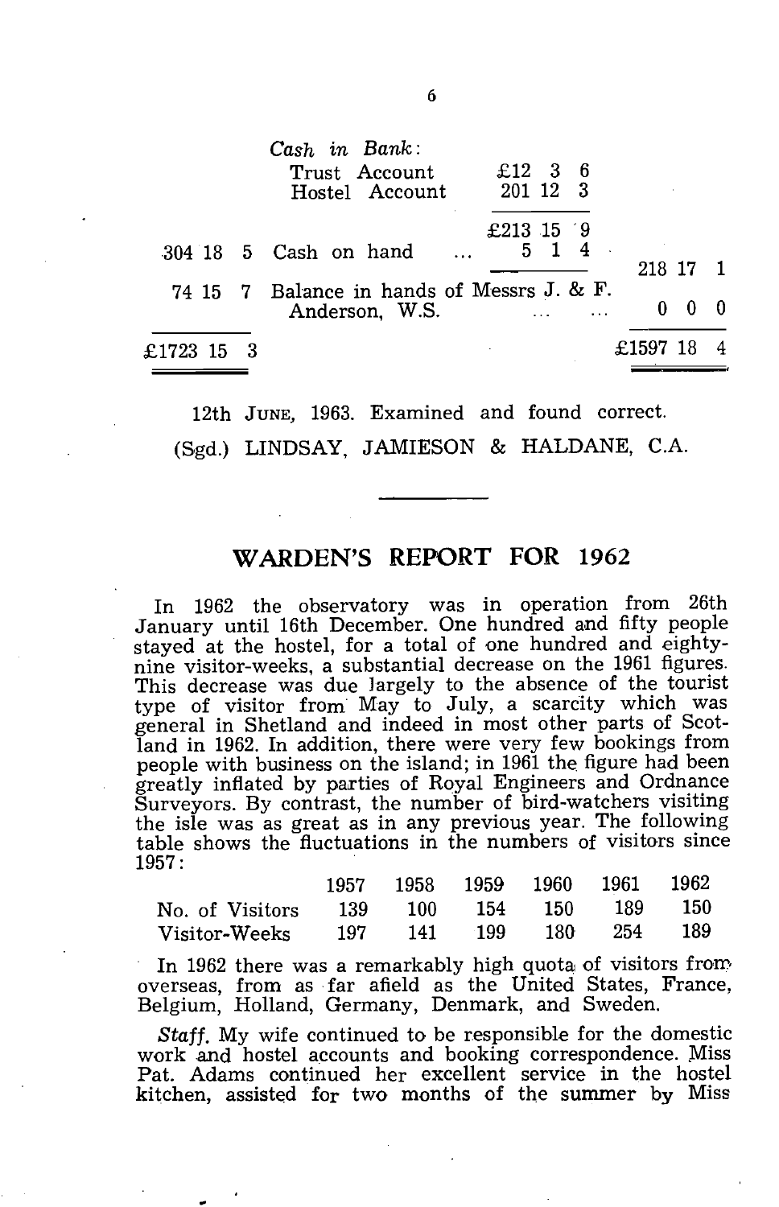| | | | |
|---|---|---|---|
| | *Cash in Bank*: | | |
| | Trust Account | £12 3 6 | |
| | Hostel Account | 201 12 3 | |
| | | £213 15 9 | |
| 304 18 5 | Cash on hand ... | 5 1 4 | 218 17 1 |
| 74 15 7 | Balance in hands of Messrs J. & F. Anderson, W.S. ... ... | | 0 0 0 |
| £1723 15 3 | | | £1597 18 4 |

12th JUNE, 1963. Examined and found correct.

(Sgd.) LINDSAY, JAMIESON & HALDANE, C.A.

---

## WARDEN'S REPORT FOR 1962

In 1962 the observatory was in operation from 26th January until 16th December. One hundred and fifty people stayed at the hostel, for a total of one hundred and eighty-nine visitor-weeks, a substantial decrease on the 1961 figures. This decrease was due largely to the absence of the tourist type of visitor from May to July, a scarcity which was general in Shetland and indeed in most other parts of Scotland in 1962. In addition, there were very few bookings from people with business on the island; in 1961 the figure had been greatly inflated by parties of Royal Engineers and Ordnance Surveyors. By contrast, the number of bird-watchers visiting the isle was as great as in any previous year. The following table shows the fluctuations in the numbers of visitors since 1957:

| | 1957 | 1958 | 1959 | 1960 | 1961 | 1962 |
|---|---|---|---|---|---|---|
| No. of Visitors | 139 | 100 | 154 | 150 | 189 | 150 |
| Visitor-Weeks | 197 | 141 | 199 | 180 | 254 | 189 |

In 1962 there was a remarkably high quota of visitors from overseas, from as far afield as the United States, France, Belgium, Holland, Germany, Denmark, and Sweden.

*Staff.* My wife continued to be responsible for the domestic work and hostel accounts and booking correspondence. Miss Pat. Adams continued her excellent service in the hostel kitchen, assisted for two months of the summer by Miss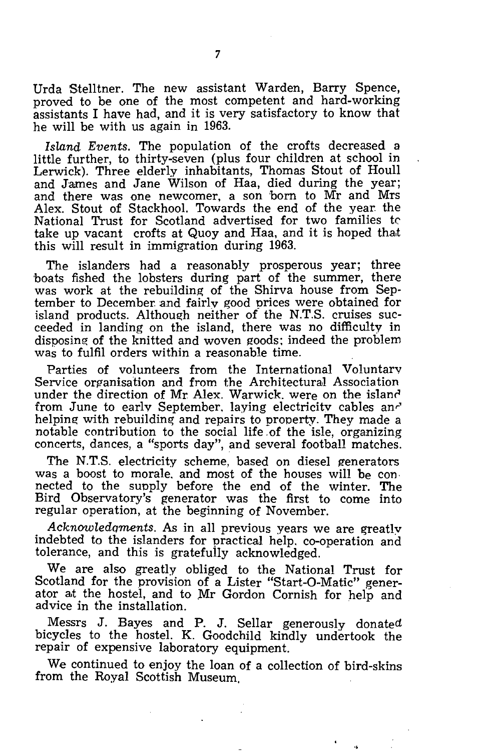Urda Stelltner. The new assistant Warden, Barry Spence, proved to be one of the most competent and hard-working assistants I have had, and it is very satisfactory to know that he will be with us again in 1963.

*Island Events.* The population of the crofts decreased a little further, to thirty-seven (plus four children at school in Lerwick). Three elderly inhabitants, Thomas Stout of Houll and James and Jane Wilson of Haa, died during the year; and there was one newcomer, a son born to Mr and Mrs Alex. Stout of Stackhool. Towards the end of the year the National Trust for Scotland advertised for two families to take up vacant crofts at Quoy and Haa, and it is hoped that this will result in immigration during 1963.

The islanders had a reasonably prosperous year; three boats fished the lobsters during part of the summer, there was work at the rebuilding of the Shirva house from September to December and fairly good prices were obtained for island products. Although neither of the N.T.S. cruises succeeded in landing on the island, there was no difficulty in disposing of the knitted and woven goods; indeed the problem was to fulfil orders within a reasonable time.

Parties of volunteers from the International Voluntary Service organisation and from the Architectural Association under the direction of Mr Alex. Warwick, were on the island from June to early September, laying electricity cables and helping with rebuilding and repairs to property. They made a notable contribution to the social life of the isle, organizing concerts, dances, a "sports day", and several football matches.

The N.T.S. electricity scheme, based on diesel generators was a boost to morale, and most of the houses will be connected to the supply before the end of the winter. The Bird Observatory's generator was the first to come into regular operation, at the beginning of November.

*Acknowledgments.* As in all previous years we are greatly indebted to the islanders for practical help, co-operation and tolerance, and this is gratefully acknowledged.

We are also greatly obliged to the National Trust for Scotland for the provision of a Lister "Start-O-Matic" generator at the hostel, and to Mr Gordon Cornish for help and advice in the installation.

Messrs J. Bayes and P. J. Sellar generously donated bicycles to the hostel. K. Goodchild kindly undertook the repair of expensive laboratory equipment.

We continued to enjoy the loan of a collection of bird-skins from the Royal Scottish Museum.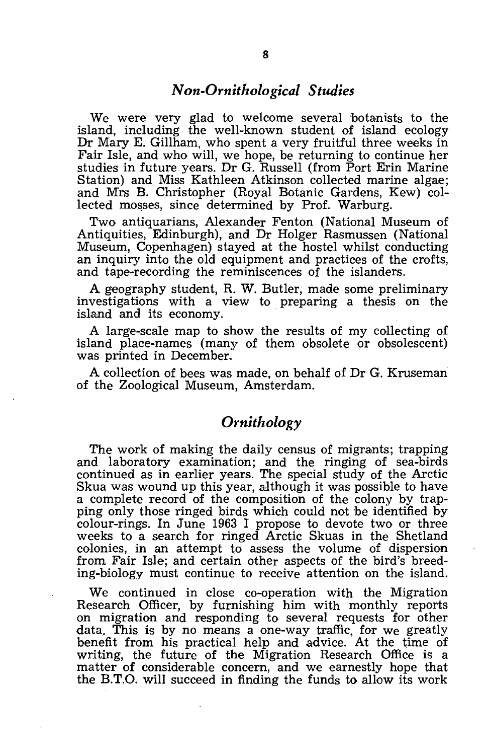## *Non-Ornithological Studies*

We were very glad to welcome several botanists to the island, including the well-known student of island ecology Dr Mary E. Gillham, who spent a very fruitful three weeks in Fair Isle, and who will, we hope, be returning to continue her studies in future years. Dr G. Russell (from Port Erin Marine Station) and Miss Kathleen Atkinson collected marine algae; and Mrs B. Christopher (Royal Botanic Gardens, Kew) collected mosses, since determined by Prof. Warburg.

Two antiquarians, Alexander Fenton (National Museum of Antiquities, Edinburgh), and Dr Holger Rasmussen (National Museum, Copenhagen) stayed at the hostel whilst conducting an inquiry into the old equipment and practices of the crofts, and tape-recording the reminiscences of the islanders.

A geography student, R. W. Butler, made some preliminary investigations with a view to preparing a thesis on the island and its economy.

A large-scale map to show the results of my collecting of island place-names (many of them obsolete or obsolescent) was printed in December.

A collection of bees was made, on behalf of Dr G. Kruseman of the Zoological Museum, Amsterdam.

## *Ornithology*

The work of making the daily census of migrants; trapping and laboratory examination; and the ringing of sea-birds continued as in earlier years. The special study of the Arctic Skua was wound up this year, although it was possible to have a complete record of the composition of the colony by trapping only those ringed birds which could not be identified by colour-rings. In June 1963 I propose to devote two or three weeks to a search for ringed Arctic Skuas in the Shetland colonies, in an attempt to assess the volume of dispersion from Fair Isle; and certain other aspects of the bird's breeding-biology must continue to receive attention on the island.

We continued in close co-operation with the Migration Research Officer, by furnishing him with monthly reports on migration and responding to several requests for other data. This is by no means a one-way traffic, for we greatly benefit from his practical help and advice. At the time of writing, the future of the Migration Research Office is a matter of considerable concern, and we earnestly hope that the B.T.O. will succeed in finding the funds to allow its work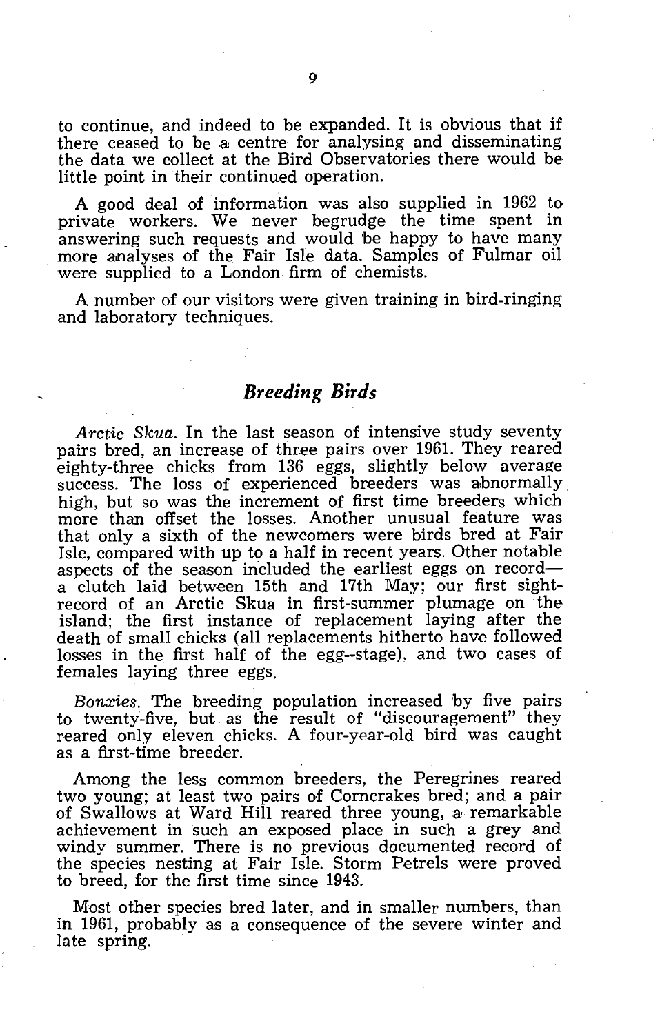to continue, and indeed to be expanded. It is obvious that if there ceased to be a centre for analysing and disseminating the data we collect at the Bird Observatories there would be little point in their continued operation.

A good deal of information was also supplied in 1962 to private workers. We never begrudge the time spent in answering such requests and would be happy to have many more analyses of the Fair Isle data. Samples of Fulmar oil were supplied to a London firm of chemists.

A number of our visitors were given training in bird-ringing and laboratory techniques.

## *Breeding Birds*

*Arctic Skua.* In the last season of intensive study seventy pairs bred, an increase of three pairs over 1961. They reared eighty-three chicks from 136 eggs, slightly below average success. The loss of experienced breeders was abnormally high, but so was the increment of first time breeders which more than offset the losses. Another unusual feature was that only a sixth of the newcomers were birds bred at Fair Isle, compared with up to a half in recent years. Other notable aspects of the season included the earliest eggs on record—a clutch laid between 15th and 17th May; our first sight-record of an Arctic Skua in first-summer plumage on the island; the first instance of replacement laying after the death of small chicks (all replacements hitherto have followed losses in the first half of the egg--stage), and two cases of females laying three eggs.

*Bonxies.* The breeding population increased by five pairs to twenty-five, but as the result of "discouragement" they reared only eleven chicks. A four-year-old bird was caught as a first-time breeder.

Among the less common breeders, the Peregrines reared two young; at least two pairs of Corncrakes bred; and a pair of Swallows at Ward Hill reared three young, a remarkable achievement in such an exposed place in such a grey and windy summer. There is no previous documented record of the species nesting at Fair Isle. Storm Petrels were proved to breed, for the first time since 1943.

Most other species bred later, and in smaller numbers, than in 1961, probably as a consequence of the severe winter and late spring.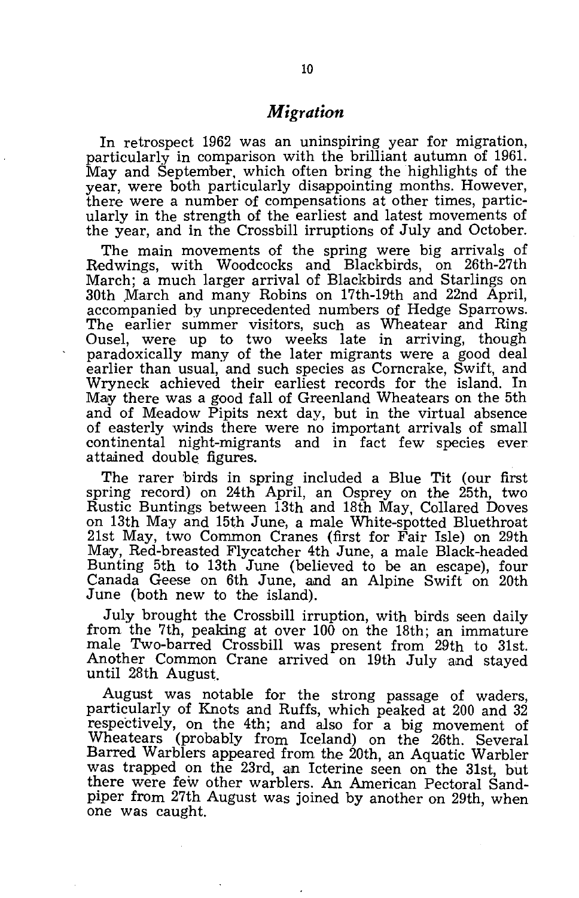## *Migration*

In retrospect 1962 was an uninspiring year for migration, particularly in comparison with the brilliant autumn of 1961. May and September, which often bring the highlights of the year, were both particularly disappointing months. However, there were a number of compensations at other times, particularly in the strength of the earliest and latest movements of the year, and in the Crossbill irruptions of July and October.

The main movements of the spring were big arrivals of Redwings, with Woodcocks and Blackbirds, on 26th-27th March; a much larger arrival of Blackbirds and Starlings on 30th March and many Robins on 17th-19th and 22nd April, accompanied by unprecedented numbers of Hedge Sparrows. The earlier summer visitors, such as Wheatear and Ring Ousel, were up to two weeks late in arriving, though paradoxically many of the later migrants were a good deal earlier than usual, and such species as Corncrake, Swift, and Wryneck achieved their earliest records for the island. In May there was a good fall of Greenland Wheatears on the 5th and of Meadow Pipits next day, but in the virtual absence of easterly winds there were no important arrivals of small continental night-migrants and in fact few species ever attained double figures.

The rarer birds in spring included a Blue Tit (our first spring record) on 24th April, an Osprey on the 25th, two Rustic Buntings between 13th and 18th May, Collared Doves on 13th May and 15th June, a male White-spotted Bluethroat 21st May, two Common Cranes (first for Fair Isle) on 29th May, Red-breasted Flycatcher 4th June, a male Black-headed Bunting 5th to 13th June (believed to be an escape), four Canada Geese on 6th June, and an Alpine Swift on 20th June (both new to the island).

July brought the Crossbill irruption, with birds seen daily from the 7th, peaking at over 100 on the 18th; an immature male Two-barred Crossbill was present from 29th to 31st. Another Common Crane arrived on 19th July and stayed until 28th August.

August was notable for the strong passage of waders, particularly of Knots and Ruffs, which peaked at 200 and 32 respectively, on the 4th; and also for a big movement of Wheatears (probably from Iceland) on the 26th. Several Barred Warblers appeared from the 20th, an Aquatic Warbler was trapped on the 23rd, an Icterine seen on the 31st, but there were few other warblers. An American Pectoral Sandpiper from 27th August was joined by another on 29th, when one was caught.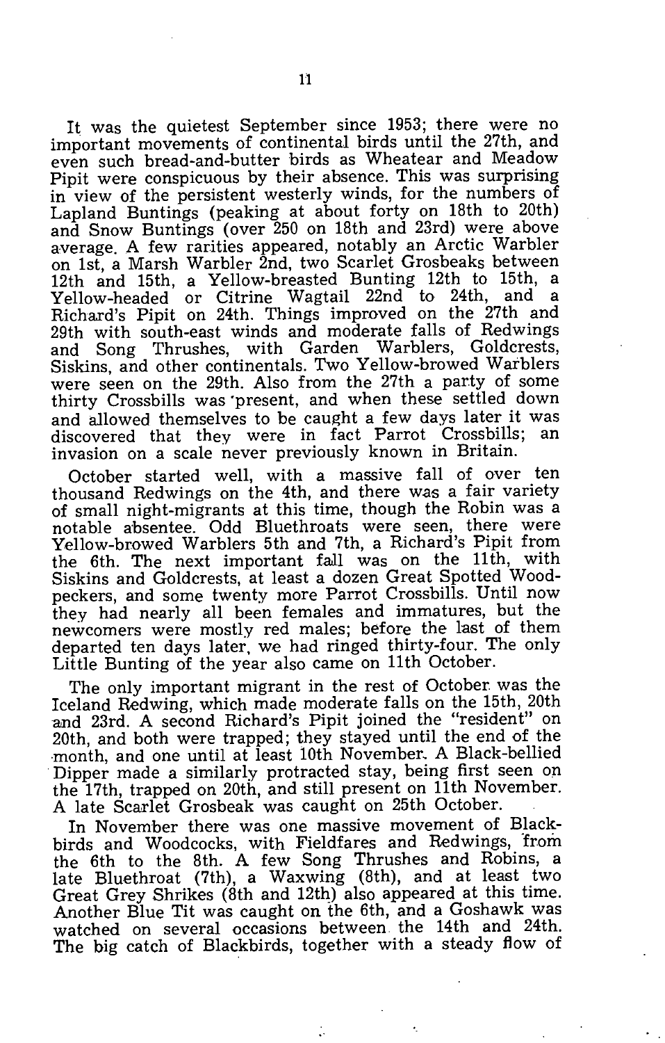It was the quietest September since 1953; there were no important movements of continental birds until the 27th, and even such bread-and-butter birds as Wheatear and Meadow Pipit were conspicuous by their absence. This was surprising in view of the persistent westerly winds, for the numbers of Lapland Buntings (peaking at about forty on 18th to 20th) and Snow Buntings (over 250 on 18th and 23rd) were above average. A few rarities appeared, notably an Arctic Warbler on 1st, a Marsh Warbler 2nd, two Scarlet Grosbeaks between 12th and 15th, a Yellow-breasted Bunting 12th to 15th, a Yellow-headed or Citrine Wagtail 22nd to 24th, and a Richard's Pipit on 24th. Things improved on the 27th and 29th with south-east winds and moderate falls of Redwings and Song Thrushes, with Garden Warblers, Goldcrests, Siskins, and other continentals. Two Yellow-browed Warblers were seen on the 29th. Also from the 27th a party of some thirty Crossbills was present, and when these settled down and allowed themselves to be caught a few days later it was discovered that they were in fact Parrot Crossbills; an invasion on a scale never previously known in Britain.

October started well, with a massive fall of over ten thousand Redwings on the 4th, and there was a fair variety of small night-migrants at this time, though the Robin was a notable absentee. Odd Bluethroats were seen, there were Yellow-browed Warblers 5th and 7th, a Richard's Pipit from the 6th. The next important fall was on the 11th, with Siskins and Goldcrests, at least a dozen Great Spotted Woodpeckers, and some twenty more Parrot Crossbills. Until now they had nearly all been females and immatures, but the newcomers were mostly red males; before the last of them departed ten days later, we had ringed thirty-four. The only Little Bunting of the year also came on 11th October.

The only important migrant in the rest of October was the Iceland Redwing, which made moderate falls on the 15th, 20th and 23rd. A second Richard's Pipit joined the "resident" on 20th, and both were trapped; they stayed until the end of the month, and one until at least 10th November. A Black-bellied Dipper made a similarly protracted stay, being first seen on the 17th, trapped on 20th, and still present on 11th November. A late Scarlet Grosbeak was caught on 25th October.

In November there was one massive movement of Blackbirds and Woodcocks, with Fieldfares and Redwings, from the 6th to the 8th. A few Song Thrushes and Robins, a late Bluethroat (7th), a Waxwing (8th), and at least two Great Grey Shrikes (8th and 12th) also appeared at this time. Another Blue Tit was caught on the 6th, and a Goshawk was watched on several occasions between the 14th and 24th. The big catch of Blackbirds, together with a steady flow of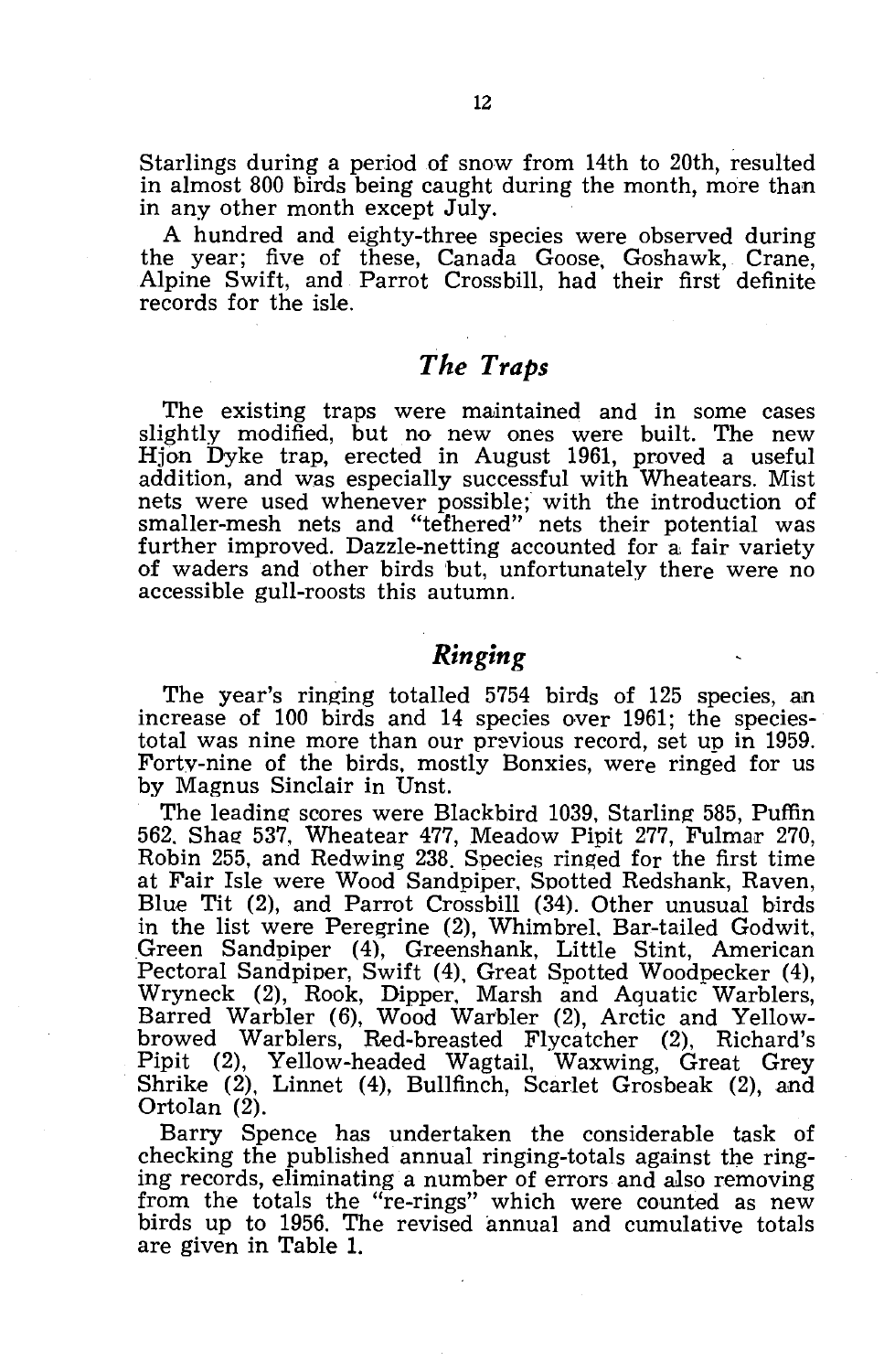Starlings during a period of snow from 14th to 20th, resulted in almost 800 birds being caught during the month, more than in any other month except July.

A hundred and eighty-three species were observed during the year; five of these, Canada Goose, Goshawk, Crane, Alpine Swift, and Parrot Crossbill, had their first definite records for the isle.

## *The Traps*

The existing traps were maintained and in some cases slightly modified, but no new ones were built. The new Hjon Dyke trap, erected in August 1961, proved a useful addition, and was especially successful with Wheatears. Mist nets were used whenever possible; with the introduction of smaller-mesh nets and "tethered" nets their potential was further improved. Dazzle-netting accounted for a fair variety of waders and other birds but, unfortunately there were no accessible gull-roosts this autumn.

## *Ringing*

The year's ringing totalled 5754 birds of 125 species, an increase of 100 birds and 14 species over 1961; the species-total was nine more than our previous record, set up in 1959. Forty-nine of the birds, mostly Bonxies, were ringed for us by Magnus Sinclair in Unst.

The leading scores were Blackbird 1039, Starling 585, Puffin 562, Shag 537, Wheatear 477, Meadow Pipit 277, Fulmar 270, Robin 255, and Redwing 238. Species ringed for the first time at Fair Isle were Wood Sandpiper, Spotted Redshank, Raven, Blue Tit (2), and Parrot Crossbill (34). Other unusual birds in the list were Peregrine (2), Whimbrel, Bar-tailed Godwit, Green Sandpiper (4), Greenshank, Little Stint, American Pectoral Sandpiper, Swift (4), Great Spotted Woodpecker (4), Wryneck (2), Rook, Dipper, Marsh and Aquatic Warblers, Barred Warbler (6), Wood Warbler (2), Arctic and Yellow-browed Warblers, Red-breasted Flycatcher (2), Richard's Pipit (2), Yellow-headed Wagtail, Waxwing, Great Grey Shrike (2), Linnet (4), Bullfinch, Scarlet Grosbeak (2), and Ortolan (2).

Barry Spence has undertaken the considerable task of checking the published annual ringing-totals against the ringing records, eliminating a number of errors and also removing from the totals the "re-rings" which were counted as new birds up to 1956. The revised annual and cumulative totals are given in Table 1.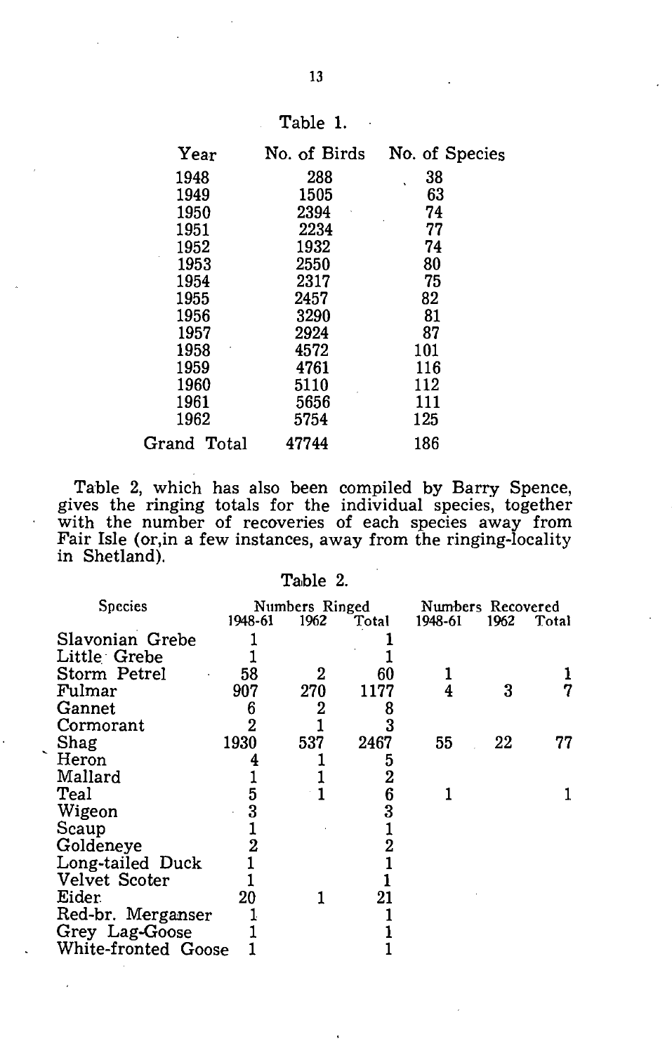Table 1.

| Year | No. of Birds | No. of Species |
|---|---|---|
| 1948 | 288 | 38 |
| 1949 | 1505 | 63 |
| 1950 | 2394 | 74 |
| 1951 | 2234 | 77 |
| 1952 | 1932 | 74 |
| 1953 | 2550 | 80 |
| 1954 | 2317 | 75 |
| 1955 | 2457 | 82 |
| 1956 | 3290 | 81 |
| 1957 | 2924 | 87 |
| 1958 | 4572 | 101 |
| 1959 | 4761 | 116 |
| 1960 | 5110 | 112 |
| 1961 | 5656 | 111 |
| 1962 | 5754 | 125 |
| Grand Total | 47744 | 186 |

Table 2, which has also been compiled by Barry Spence, gives the ringing totals for the individual species, together with the number of recoveries of each species away from Fair Isle (or,in a few instances, away from the ringing-locality in Shetland).

Table 2.

| Species | Numbers Ringed | | | Numbers Recovered | | |
|---|---|---|---|---|---|---|
| | 1948-61 | 1962 | Total | 1948-61 | 1962 | Total |
| Slavonian Grebe | 1 | | 1 | | | |
| Little Grebe | 1 | | 1 | | | |
| Storm Petrel | 58 | 2 | 60 | 1 | | 1 |
| Fulmar | 907 | 270 | 1177 | 4 | 3 | 7 |
| Gannet | 6 | 2 | 8 | | | |
| Cormorant | 2 | 1 | 3 | | | |
| Shag | 1930 | 537 | 2467 | 55 | 22 | 77 |
| Heron | 4 | 1 | 5 | | | |
| Mallard | 1 | 1 | 2 | | | |
| Teal | 5 | 1 | 6 | 1 | | 1 |
| Wigeon | 3 | | 3 | | | |
| Scaup | 1 | | 1 | | | |
| Goldeneye | 2 | | 2 | | | |
| Long-tailed Duck | 1 | | 1 | | | |
| Velvet Scoter | 1 | | 1 | | | |
| Eider | 20 | 1 | 21 | | | |
| Red-br. Merganser | 1 | | 1 | | | |
| Grey Lag-Goose | 1 | | 1 | | | |
| White-fronted Goose | 1 | | 1 | | | |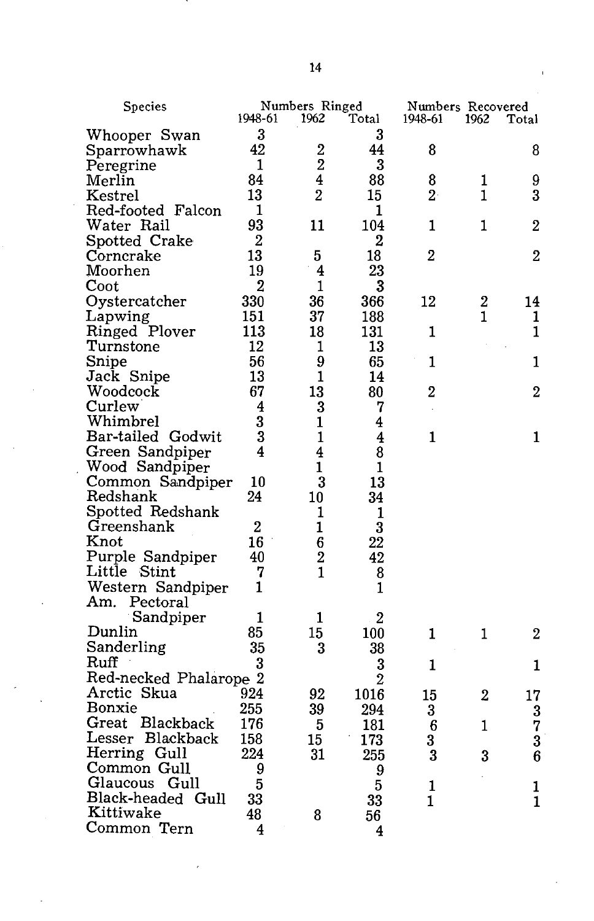| Species | Numbers Ringed | | | Numbers Recovered | | |
|---|---|---|---|---|---|---|
| | 1948-61 | 1962 | Total | 1948-61 | 1962 | Total |
| Whooper Swan | 3 | | 3 | | | |
| Sparrowhawk | 42 | 2 | 44 | 8 | | 8 |
| Peregrine | 1 | 2 | 3 | | | |
| Merlin | 84 | 4 | 88 | 8 | 1 | 9 |
| Kestrel | 13 | 2 | 15 | 2 | 1 | 3 |
| Red-footed Falcon | 1 | | 1 | | | |
| Water Rail | 93 | 11 | 104 | 1 | 1 | 2 |
| Spotted Crake | 2 | | 2 | | | |
| Corncrake | 13 | 5 | 18 | 2 | | 2 |
| Moorhen | 19 | 4 | 23 | | | |
| Coot | 2 | 1 | 3 | | | |
| Oystercatcher | 330 | 36 | 366 | 12 | 2 | 14 |
| Lapwing | 151 | 37 | 188 | | 1 | 1 |
| Ringed Plover | 113 | 18 | 131 | 1 | | 1 |
| Turnstone | 12 | 1 | 13 | | | |
| Snipe | 56 | 9 | 65 | 1 | | 1 |
| Jack Snipe | 13 | 1 | 14 | | | |
| Woodcock | 67 | 13 | 80 | 2 | | 2 |
| Curlew | 4 | 3 | 7 | | | |
| Whimbrel | 3 | 1 | 4 | | | |
| Bar-tailed Godwit | 3 | 1 | 4 | 1 | | 1 |
| Green Sandpiper | 4 | 4 | 8 | | | |
| Wood Sandpiper | | 1 | 1 | | | |
| Common Sandpiper | 10 | 3 | 13 | | | |
| Redshank | 24 | 10 | 34 | | | |
| Spotted Redshank | | 1 | 1 | | | |
| Greenshank | 2 | 1 | 3 | | | |
| Knot | 16 | 6 | 22 | | | |
| Purple Sandpiper | 40 | 2 | 42 | | | |
| Little Stint | 7 | 1 | 8 | | | |
| Western Sandpiper | 1 | | 1 | | | |
| Am. Pectoral Sandpiper | 1 | 1 | 2 | | | |
| Dunlin | 85 | 15 | 100 | 1 | 1 | 2 |
| Sanderling | 35 | 3 | 38 | | | |
| Ruff | 3 | | 3 | 1 | | 1 |
| Red-necked Phalarope | 2 | | 2 | | | |
| Arctic Skua | 924 | 92 | 1016 | 15 | 2 | 17 |
| Bonxie | 255 | 39 | 294 | 3 | | 3 |
| Great Blackback | 176 | 5 | 181 | 6 | 1 | 7 |
| Lesser Blackback | 158 | 15 | 173 | 3 | | 3 |
| Herring Gull | 224 | 31 | 255 | 3 | 3 | 6 |
| Common Gull | 9 | | 9 | | | |
| Glaucous Gull | 5 | | 5 | 1 | | 1 |
| Black-headed Gull | 33 | | 33 | 1 | | 1 |
| Kittiwake | 48 | 8 | 56 | | | |
| Common Tern | 4 | | 4 | | | |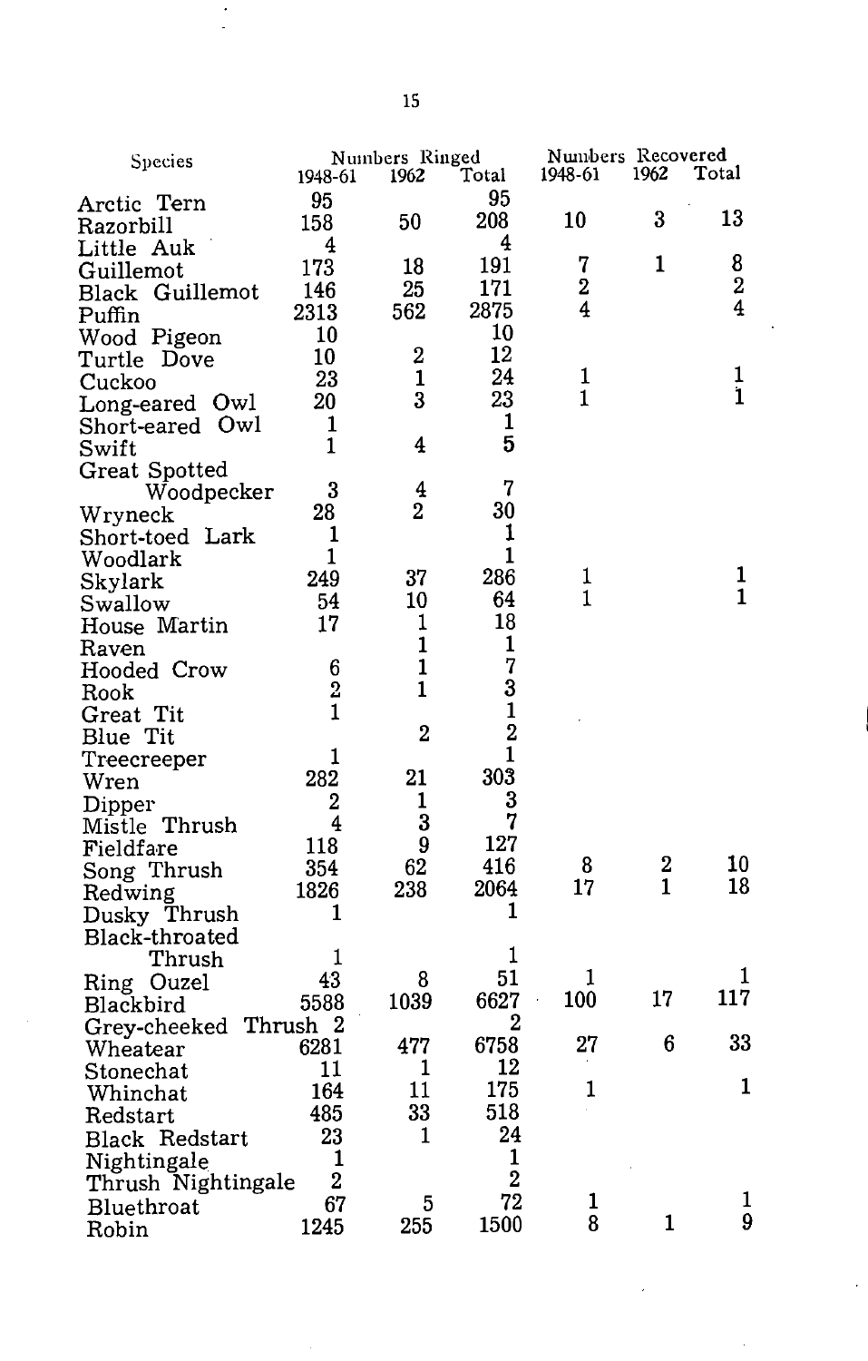| Species | Numbers Ringed | | | Numbers Recovered | | |
|---|---|---|---|---|---|---|
| | 1948-61 | 1962 | Total | 1948-61 | 1962 | Total |
| Arctic Tern | 95 | | 95 | | | |
| Razorbill | 158 | 50 | 208 | 10 | 3 | 13 |
| Little Auk | 4 | | 4 | | | |
| Guillemot | 173 | 18 | 191 | 7 | 1 | 8 |
| Black Guillemot | 146 | 25 | 171 | 2 | | 2 |
| Puffin | 2313 | 562 | 2875 | 4 | | 4 |
| Wood Pigeon | 10 | | 10 | | | |
| Turtle Dove | 10 | 2 | 12 | | | |
| Cuckoo | 23 | 1 | 24 | 1 | | 1 |
| Long-eared Owl | 20 | 3 | 23 | 1 | | 1 |
| Short-eared Owl | 1 | | 1 | | | |
| Swift | 1 | 4 | 5 | | | |
| Great Spotted Woodpecker | 3 | 4 | 7 | | | |
| Wryneck | 28 | 2 | 30 | | | |
| Short-toed Lark | 1 | | 1 | | | |
| Woodlark | 1 | | 1 | | | |
| Skylark | 249 | 37 | 286 | 1 | | 1 |
| Swallow | 54 | 10 | 64 | 1 | | 1 |
| House Martin | 17 | 1 | 18 | | | |
| Raven | | 1 | 1 | | | |
| Hooded Crow | 6 | 1 | 7 | | | |
| Rook | 2 | 1 | 3 | | | |
| Great Tit | 1 | | 1 | | | |
| Blue Tit | | 2 | 2 | | | |
| Treecreeper | 1 | | 1 | | | |
| Wren | 282 | 21 | 303 | | | |
| Dipper | 2 | 1 | 3 | | | |
| Mistle Thrush | 4 | 3 | 7 | | | |
| Fieldfare | 118 | 9 | 127 | | | |
| Song Thrush | 354 | 62 | 416 | 8 | 2 | 10 |
| Redwing | 1826 | 238 | 2064 | 17 | 1 | 18 |
| Dusky Thrush | 1 | | 1 | | | |
| Black-throated Thrush | 1 | | 1 | | | |
| Ring Ouzel | 43 | 8 | 51 | 1 | | 1 |
| Blackbird | 5588 | 1039 | 6627 | 100 | 17 | 117 |
| Grey-cheeked Thrush | 2 | | 2 | | | |
| Wheatear | 6281 | 477 | 6758 | 27 | 6 | 33 |
| Stonechat | 11 | 1 | 12 | | | |
| Whinchat | 164 | 11 | 175 | 1 | | 1 |
| Redstart | 485 | 33 | 518 | | | |
| Black Redstart | 23 | 1 | 24 | | | |
| Nightingale | 1 | | 1 | | | |
| Thrush Nightingale | 2 | | 2 | | | |
| Bluethroat | 67 | 5 | 72 | 1 | | 1 |
| Robin | 1245 | 255 | 1500 | 8 | 1 | 9 |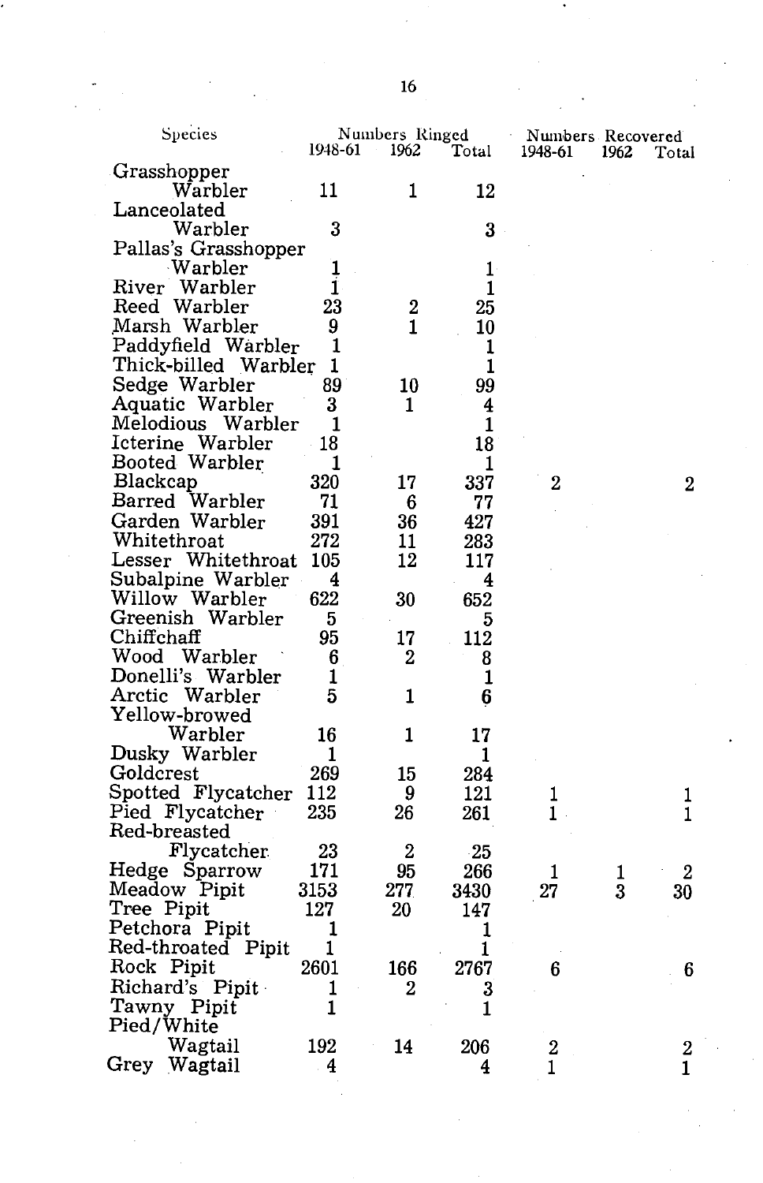| Species | Numbers Ringed | | | Numbers Recovered | | |
|---|---|---|---|---|---|---|
| | 1948-61 | 1962 | Total | 1948-61 | 1962 | Total |
| Grasshopper Warbler | 11 | 1 | 12 | | | |
| Lanceolated Warbler | 3 | | 3 | | | |
| Pallas's Grasshopper Warbler | 1 | | 1 | | | |
| River Warbler | 1 | | 1 | | | |
| Reed Warbler | 23 | 2 | 25 | | | |
| Marsh Warbler | 9 | 1 | 10 | | | |
| Paddyfield Warbler | 1 | | 1 | | | |
| Thick-billed Warbler | 1 | | 1 | | | |
| Sedge Warbler | 89 | 10 | 99 | | | |
| Aquatic Warbler | 3 | 1 | 4 | | | |
| Melodious Warbler | 1 | | 1 | | | |
| Icterine Warbler | 18 | | 18 | | | |
| Booted Warbler | 1 | | 1 | | | |
| Blackcap | 320 | 17 | 337 | 2 | | 2 |
| Barred Warbler | 71 | 6 | 77 | | | |
| Garden Warbler | 391 | 36 | 427 | | | |
| Whitethroat | 272 | 11 | 283 | | | |
| Lesser Whitethroat | 105 | 12 | 117 | | | |
| Subalpine Warbler | 4 | | 4 | | | |
| Willow Warbler | 622 | 30 | 652 | | | |
| Greenish Warbler | 5 | | 5 | | | |
| Chiffchaff | 95 | 17 | 112 | | | |
| Wood Warbler | 6 | 2 | 8 | | | |
| Donelli's Warbler | 1 | | 1 | | | |
| Arctic Warbler | 5 | 1 | 6 | | | |
| Yellow-browed Warbler | 16 | 1 | 17 | | | |
| Dusky Warbler | 1 | | 1 | | | |
| Goldcrest | 269 | 15 | 284 | | | |
| Spotted Flycatcher | 112 | 9 | 121 | 1 | | 1 |
| Pied Flycatcher | 235 | 26 | 261 | 1 | | 1 |
| Red-breasted Flycatcher | 23 | 2 | 25 | | | |
| Hedge Sparrow | 171 | 95 | 266 | 1 | 1 | 2 |
| Meadow Pipit | 3153 | 277 | 3430 | 27 | 3 | 30 |
| Tree Pipit | 127 | 20 | 147 | | | |
| Petchora Pipit | 1 | | 1 | | | |
| Red-throated Pipit | 1 | | 1 | | | |
| Rock Pipit | 2601 | 166 | 2767 | 6 | | 6 |
| Richard's Pipit | 1 | 2 | 3 | | | |
| Tawny Pipit | 1 | | 1 | | | |
| Pied/White Wagtail | 192 | 14 | 206 | 2 | | 2 |
| Grey Wagtail | 4 | | 4 | 1 | | 1 |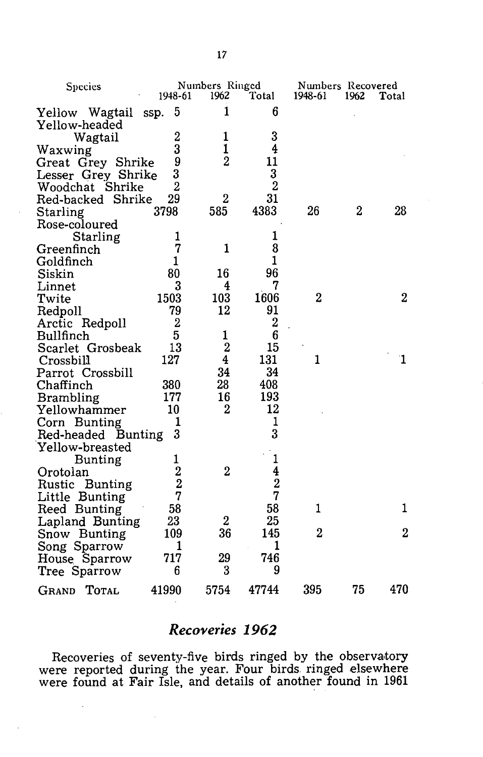| Species | Numbers Ringed 1948-61 | 1962 | Total | Numbers Recovered 1948-61 | 1962 | Total |
|---|---|---|---|---|---|---|
| Yellow Wagtail ssp. | 5 | 1 | 6 | | | |
| Yellow-headed Wagtail | 2 | 1 | 3 | | | |
| Waxwing | 3 | 1 | 4 | | | |
| Great Grey Shrike | 9 | 2 | 11 | | | |
| Lesser Grey Shrike | 3 | | 3 | | | |
| Woodchat Shrike | 2 | | 2 | | | |
| Red-backed Shrike | 29 | 2 | 31 | | | |
| Starling | 3798 | 585 | 4383 | 26 | 2 | 28 |
| Rose-coloured Starling | 1 | | 1 | | | |
| Greenfinch | 7 | 1 | 8 | | | |
| Goldfinch | 1 | | 1 | | | |
| Siskin | 80 | 16 | 96 | | | |
| Linnet | 3 | 4 | 7 | | | |
| Twite | 1503 | 103 | 1606 | 2 | | 2 |
| Redpoll | 79 | 12 | 91 | | | |
| Arctic Redpoll | 2 | | 2 | | | |
| Bullfinch | 5 | 1 | 6 | | | |
| Scarlet Grosbeak | 13 | 2 | 15 | | | |
| Crossbill | 127 | 4 | 131 | 1 | | 1 |
| Parrot Crossbill | | 34 | 34 | | | |
| Chaffinch | 380 | 28 | 408 | | | |
| Brambling | 177 | 16 | 193 | | | |
| Yellowhammer | 10 | 2 | 12 | | | |
| Corn Bunting | 1 | | 1 | | | |
| Red-headed Bunting | 3 | | 3 | | | |
| Yellow-breasted Bunting | 1 | | 1 | | | |
| Orotolan | 2 | 2 | 4 | | | |
| Rustic Bunting | 2 | | 2 | | | |
| Little Bunting | 7 | | 7 | | | |
| Reed Bunting | 58 | | 58 | 1 | | 1 |
| Lapland Bunting | 23 | 2 | 25 | | | |
| Snow Bunting | 109 | 36 | 145 | 2 | | 2 |
| Song Sparrow | 1 | | 1 | | | |
| House Sparrow | 717 | 29 | 746 | | | |
| Tree Sparrow | 6 | 3 | 9 | | | |
| GRAND TOTAL | 41990 | 5754 | 47744 | 395 | 75 | 470 |

## *Recoveries 1962*

Recoveries of seventy-five birds ringed by the observatory were reported during the year. Four birds ringed elsewhere were found at Fair Isle, and details of another found in 1961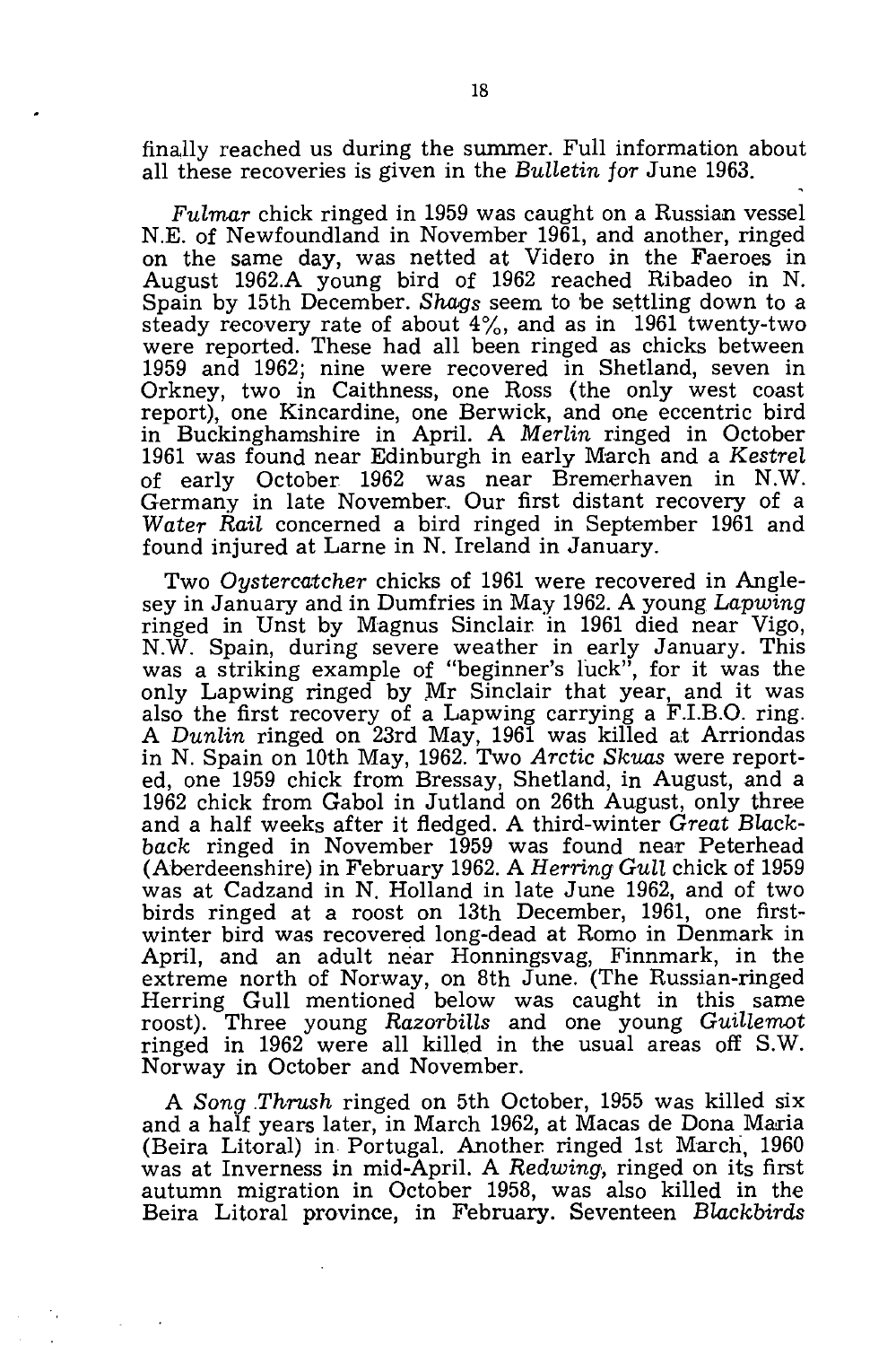finally reached us during the summer. Full information about all these recoveries is given in the *Bulletin for* June 1963.

*Fulmar* chick ringed in 1959 was caught on a Russian vessel N.E. of Newfoundland in November 1961, and another, ringed on the same day, was netted at Videro in the Faeroes in August 1962.A young bird of 1962 reached Ribadeo in N. Spain by 15th December. *Shags* seem to be settling down to a steady recovery rate of about 4%, and as in 1961 twenty-two were reported. These had all been ringed as chicks between 1959 and 1962; nine were recovered in Shetland, seven in Orkney, two in Caithness, one Ross (the only west coast report), one Kincardine, one Berwick, and one eccentric bird in Buckinghamshire in April. A *Merlin* ringed in October 1961 was found near Edinburgh in early March and a *Kestrel* of early October 1962 was near Bremerhaven in N.W. Germany in late November. Our first distant recovery of a *Water Rail* concerned a bird ringed in September 1961 and found injured at Larne in N. Ireland in January.

Two *Oystercatcher* chicks of 1961 were recovered in Anglesey in January and in Dumfries in May 1962. A young *Lapwing* ringed in Unst by Magnus Sinclair in 1961 died near Vigo, N.W. Spain, during severe weather in early January. This was a striking example of "beginner's luck", for it was the only Lapwing ringed by Mr Sinclair that year, and it was also the first recovery of a Lapwing carrying a F.I.B.O. ring. A *Dunlin* ringed on 23rd May, 1961 was killed at Arriondas in N. Spain on 10th May, 1962. Two *Arctic Skuas* were reported, one 1959 chick from Bressay, Shetland, in August, and a 1962 chick from Gabol in Jutland on 26th August, only three and a half weeks after it fledged. A third-winter *Great Black-back* ringed in November 1959 was found near Peterhead (Aberdeenshire) in February 1962. A *Herring Gull* chick of 1959 was at Cadzand in N. Holland in late June 1962, and of two birds ringed at a roost on 13th December, 1961, one first-winter bird was recovered long-dead at Romo in Denmark in April, and an adult near Honningsvag, Finnmark, in the extreme north of Norway, on 8th June. (The Russian-ringed Herring Gull mentioned below was caught in this same roost). Three young *Razorbills* and one young *Guillemot* ringed in 1962 were all killed in the usual areas off S.W. Norway in October and November.

A *Song Thrush* ringed on 5th October, 1955 was killed six and a half years later, in March 1962, at Macas de Dona Maria (Beira Litoral) in Portugal. Another ringed 1st March, 1960 was at Inverness in mid-April. A *Redwing*, ringed on its first autumn migration in October 1958, was also killed in the Beira Litoral province, in February. Seventeen *Blackbirds*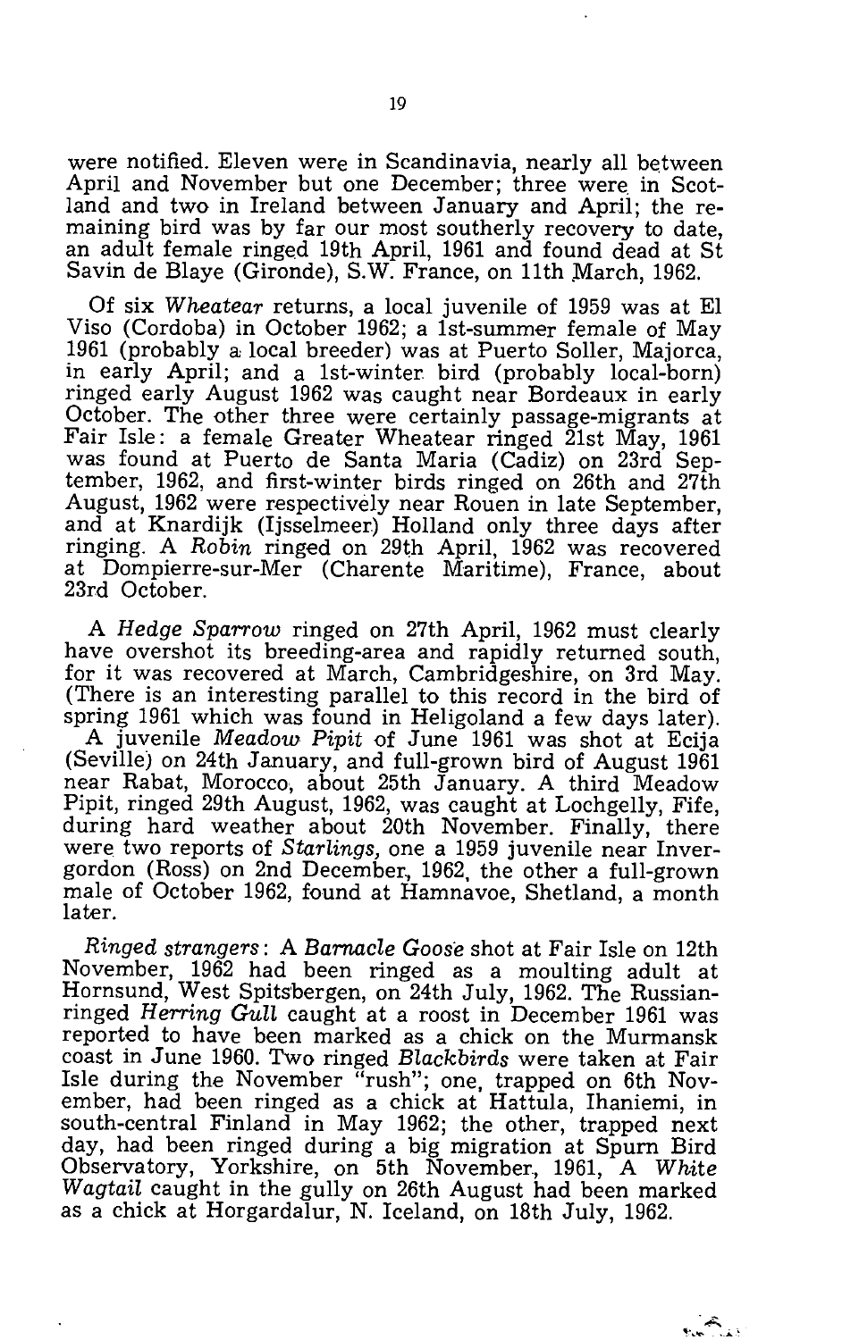were notified. Eleven were in Scandinavia, nearly all between April and November but one December; three were in Scotland and two in Ireland between January and April; the remaining bird was by far our most southerly recovery to date, an adult female ringed 19th April, 1961 and found dead at St Savin de Blaye (Gironde), S.W. France, on 11th March, 1962.

Of six *Wheatear* returns, a local juvenile of 1959 was at El Viso (Cordoba) in October 1962; a 1st-summer female of May 1961 (probably a local breeder) was at Puerto Soller, Majorca, in early April; and a 1st-winter bird (probably local-born) ringed early August 1962 was caught near Bordeaux in early October. The other three were certainly passage-migrants at Fair Isle: a female Greater Wheatear ringed 21st May, 1961 was found at Puerto de Santa Maria (Cadiz) on 23rd September, 1962, and first-winter birds ringed on 26th and 27th August, 1962 were respectively near Rouen in late September, and at Knardijk (Ijsselmeer) Holland only three days after ringing. A *Robin* ringed on 29th April, 1962 was recovered at Dompierre-sur-Mer (Charente Maritime), France, about 23rd October.

A *Hedge Sparrow* ringed on 27th April, 1962 must clearly have overshot its breeding-area and rapidly returned south, for it was recovered at March, Cambridgeshire, on 3rd May. (There is an interesting parallel to this record in the bird of spring 1961 which was found in Heligoland a few days later).
A juvenile *Meadow Pipit* of June 1961 was shot at Ecija (Seville) on 24th January, and full-grown bird of August 1961 near Rabat, Morocco, about 25th January. A third Meadow Pipit, ringed 29th August, 1962, was caught at Lochgelly, Fife, during hard weather about 20th November. Finally, there were two reports of *Starlings,* one a 1959 juvenile near Invergordon (Ross) on 2nd December, 1962, the other a full-grown male of October 1962, found at Hamnavoe, Shetland, a month later.

*Ringed strangers*: A *Barnacle Goose* shot at Fair Isle on 12th November, 1962 had been ringed as a moulting adult at Hornsund, West Spitsbergen, on 24th July, 1962. The Russian-ringed *Herring Gull* caught at a roost in December 1961 was reported to have been marked as a chick on the Murmansk coast in June 1960. Two ringed *Blackbirds* were taken at Fair Isle during the November "rush"; one, trapped on 6th November, had been ringed as a chick at Hattula, Ihaniemi, in south-central Finland in May 1962; the other, trapped next day, had been ringed during a big migration at Spurn Bird Observatory, Yorkshire, on 5th November, 1961, A *White Wagtail* caught in the gully on 26th August had been marked as a chick at Horgardalur, N. Iceland, on 18th July, 1962.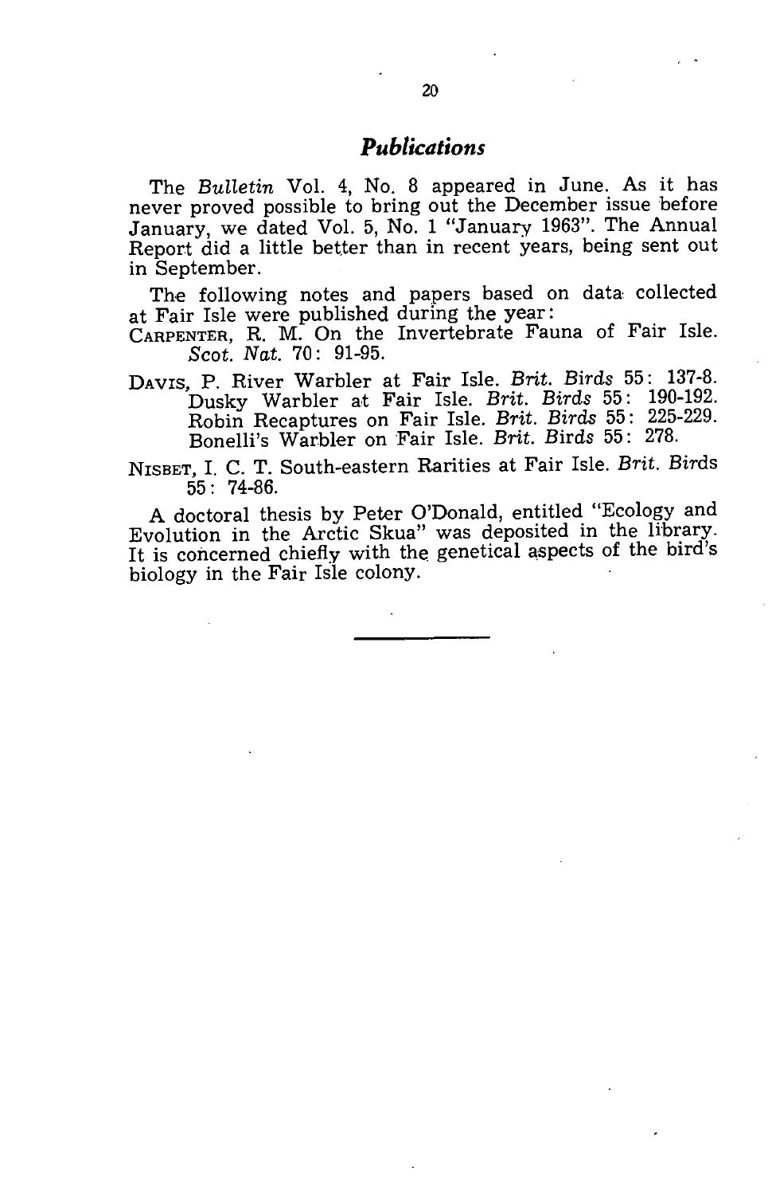## *Publications*

The *Bulletin* Vol. 4, No. 8 appeared in June. As it has never proved possible to bring out the December issue before January, we dated Vol. 5, No. 1 "January 1963". The Annual Report did a little better than in recent years, being sent out in September.

The following notes and papers based on data collected at Fair Isle were published during the year:

CARPENTER, R. M. On the Invertebrate Fauna of Fair Isle. *Scot. Nat.* 70: 91-95.

DAVIS, P. River Warbler at Fair Isle. *Brit. Birds* 55: 137-8.
Dusky Warbler at Fair Isle. *Brit. Birds* 55: 190-192.
Robin Recaptures on Fair Isle. *Brit. Birds* 55: 225-229.
Bonelli's Warbler on Fair Isle. *Brit. Birds* 55: 278.

NISBET, I. C. T. South-eastern Rarities at Fair Isle. *Brit. Birds* 55: 74-86.

A doctoral thesis by Peter O'Donald, entitled "Ecology and Evolution in the Arctic Skua" was deposited in the library. It is concerned chiefly with the genetical aspects of the bird's biology in the Fair Isle colony.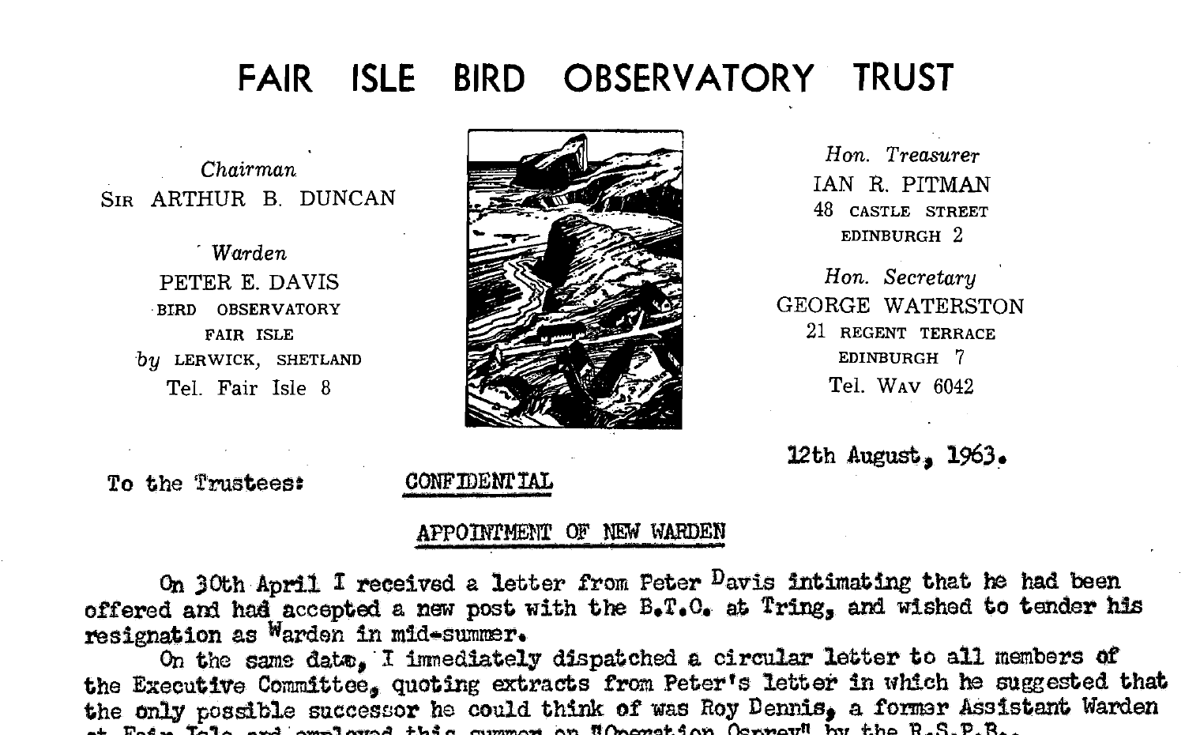# FAIR ISLE BIRD OBSERVATORY TRUST

*Chairman*
SIR ARTHUR B. DUNCAN

*Warden*
PETER E. DAVIS
BIRD OBSERVATORY
FAIR ISLE
*by* LERWICK, SHETLAND
Tel. Fair Isle 8

*Hon. Treasurer*
IAN R. PITMAN
48 CASTLE STREET
EDINBURGH 2

*Hon. Secretary*
GEORGE WATERSTON
21 REGENT TERRACE
EDINBURGH 7
Tel. WAV 6042

12th August, 1963.

To the Trustees: CONFIDENTIAL

APPOINTMENT OF NEW WARDEN

On 30th April I received a letter from Peter Davis intimating that he had been offered and had accepted a new post with the B.T.O. at Tring, and wished to tender his resignation as Warden in mid-summer.

On the same date, I immediately dispatched a circular letter to all members of the Executive Committee, quoting extracts from Peter's letter in which he suggested that the only possible successor he could think of was Roy Dennis, a former Assistant Warden at Fair Isle and employed this summer on "Operation Osprey" by the R.S.P.B..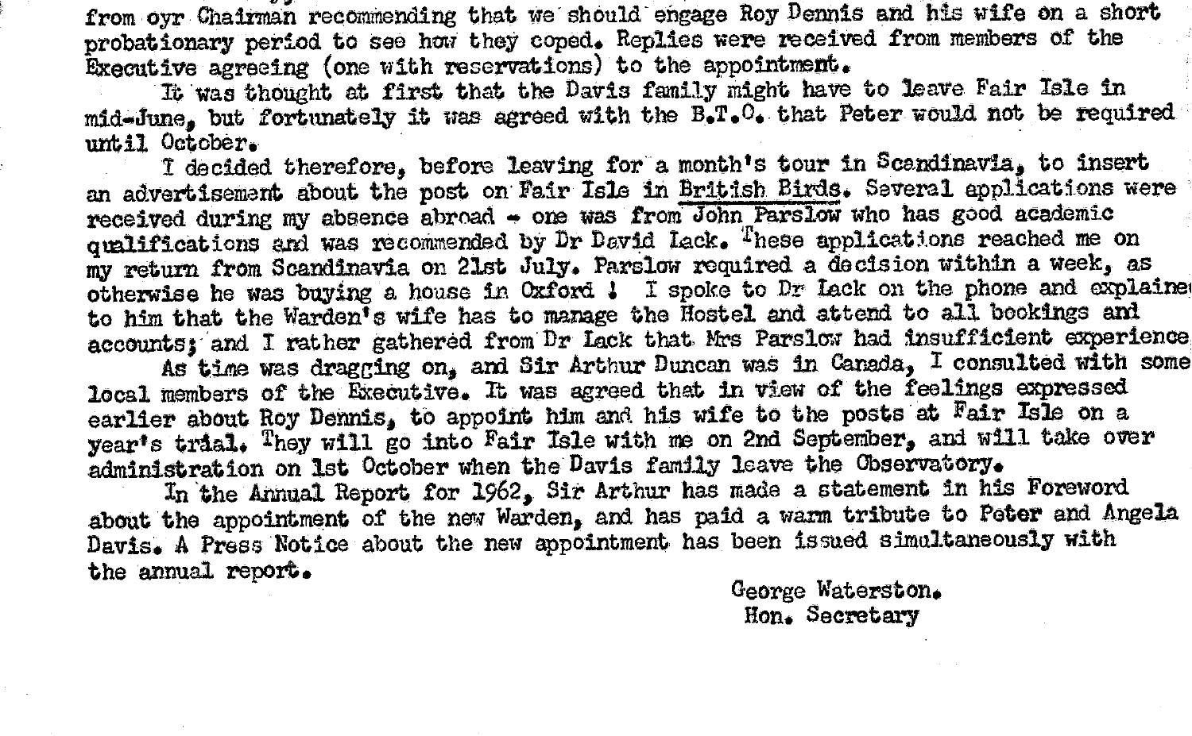from oyr Chairman recommending that we should engage Roy Dennis and his wife on a short probationary period to see how they coped. Replies were received from members of the Executive agreeing (one with reservations) to the appointment.

It was thought at first that the Davis family might have to leave Fair Isle in mid-June, but fortunately it was agreed with the B.T.O. that Peter would not be required until October.

I decided therefore, before leaving for a month's tour in Scandinavia, to insert an advertisement about the post on Fair Isle in British Birds. Several applications were received during my absence abroad - one was from John Parslow who has good academic qualifications and was recommended by Dr David Lack. These applications reached me on my return from Scandinavia on 21st July. Parslow required a decision within a week, as otherwise he was buying a house in Oxford ! I spoke to Dr Lack on the phone and explained to him that the Warden's wife has to manage the Hostel and attend to all bookings and accounts; and I rather gathered from Dr Lack that Mrs Parslow had insufficient experience.

As time was dragging on, and Sir Arthur Duncan was in Canada, I consulted with some local members of the Executive. It was agreed that in view of the feelings expressed earlier about Roy Dennis, to appoint him and his wife to the posts at Fair Isle on a year's trial. They will go into Fair Isle with me on 2nd September, and will take over administration on 1st October when the Davis family leave the Observatory.

In the Annual Report for 1962, Sir Arthur has made a statement in his Foreword about the appointment of the new Warden, and has paid a warm tribute to Peter and Angela Davis. A Press Notice about the new appointment has been issued simultaneously with the annual report.

George Waterston.
Hon. Secretary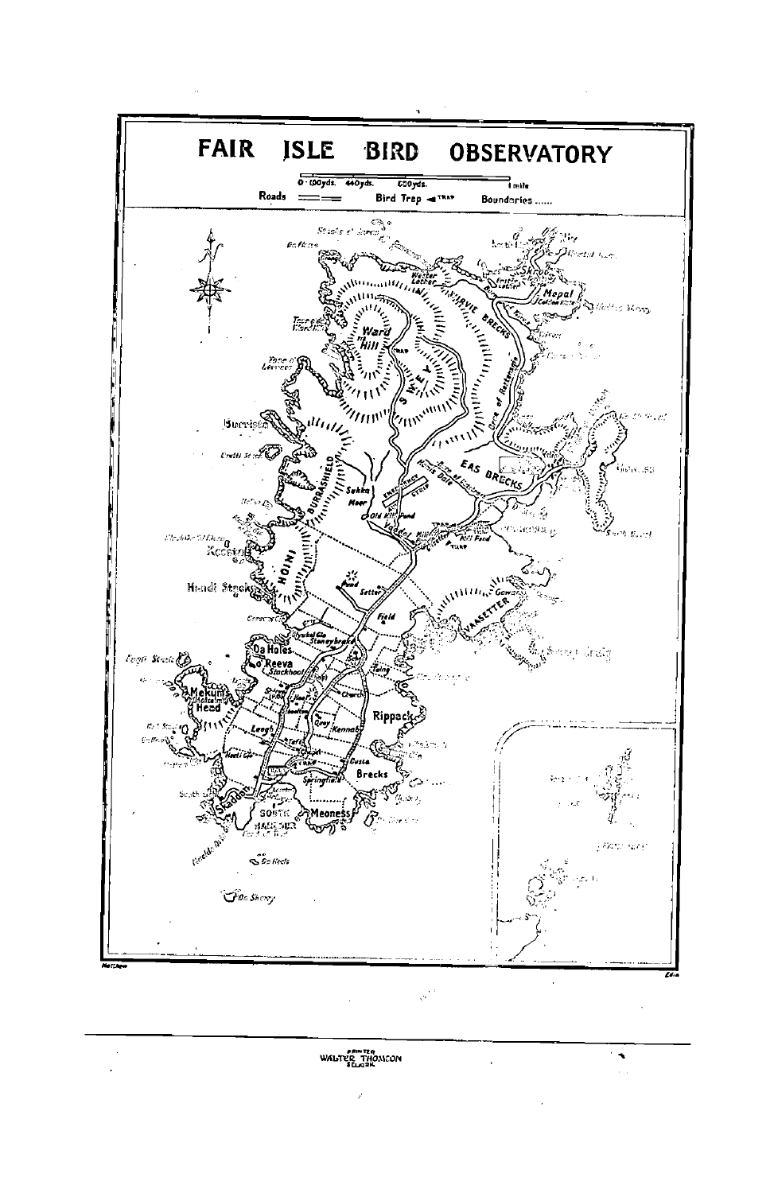# FAIR ISLE BIRD OBSERVATORY

0 100yds. 440yds. 600yds. 1 mile

Roads Bird Trap Boundaries

Ward Hill

Burrashield

Hoini

Eas Brecks

Vaasetter

Da Holes

o' Reeva

Mekuns Head

Rippack

Brecks

Meoness

South Harbour

Church

Field

Setter

Sukka Moor

Skroo

Mopal

Springfield

Kennaby

Leogh

Stackhoull

Stoneybrake

Da Reefs

Da Skerry

PRINTED WALTER THOMSON SELKIRK